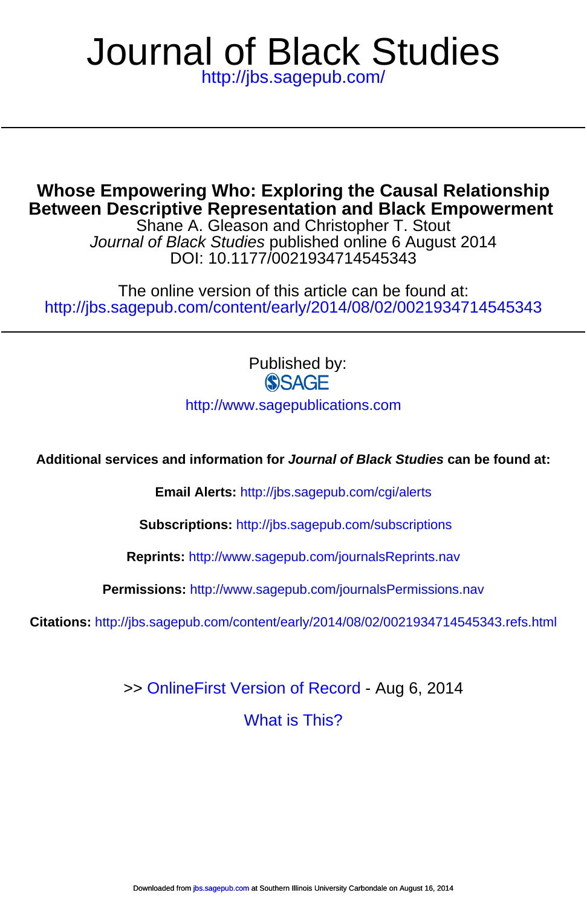# Journal of Black Studies

http://jbs.sagepub.com/

## Whose Empowering Who: Exploring the Causal Relationship Between Descriptive Representation and Black Empowerment

Shane A. Gleason and Christopher T. Stout

*Journal of Black Studies* published online 6 August 2014

DOI: 10.1177/0021934714545343

The online version of this article can be found at:

http://jbs.sagepub.com/content/early/2014/08/02/0021934714545343

Published by:

SAGE

http://www.sagepublications.com

**Additional services and information for *Journal of Black Studies* can be found at:**

**Email Alerts:** http://jbs.sagepub.com/cgi/alerts

**Subscriptions:** http://jbs.sagepub.com/subscriptions

**Reprints:** http://www.sagepub.com/journalsReprints.nav

**Permissions:** http://www.sagepub.com/journalsPermissions.nav

**Citations:** http://jbs.sagepub.com/content/early/2014/08/02/0021934714545343.refs.html

>> OnlineFirst Version of Record - Aug 6, 2014

What is This?

Downloaded from jbs.sagepub.com at Southern Illinois University Carbondale on August 16, 2014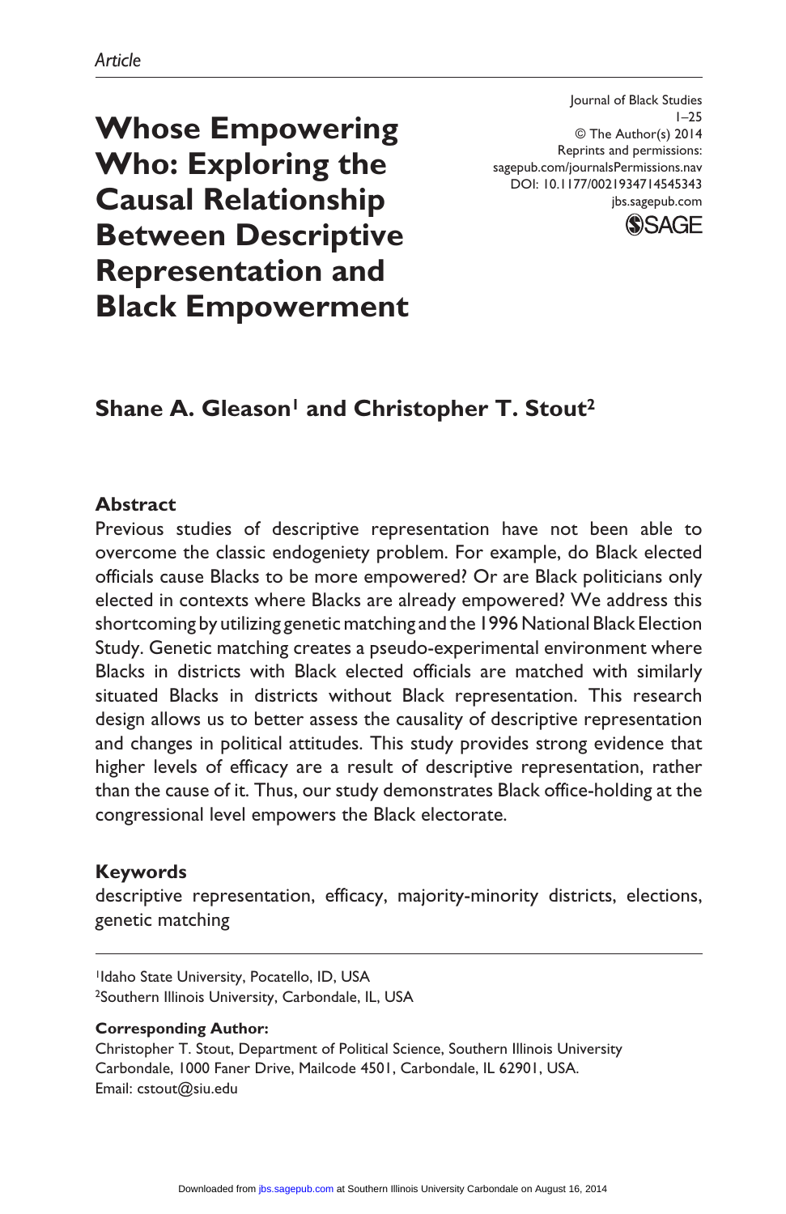Article

# Whose Empowering Who: Exploring the Causal Relationship Between Descriptive Representation and Black Empowerment

Journal of Black Studies
1–25
© The Author(s) 2014
Reprints and permissions:
sagepub.com/journalsPermissions.nav
DOI: 10.1177/0021934714545343
jbs.sagepub.com

**Shane A. Gleason[1] and Christopher T. Stout[2]**

## Abstract

Previous studies of descriptive representation have not been able to overcome the classic endogeniety problem. For example, do Black elected officials cause Blacks to be more empowered? Or are Black politicians only elected in contexts where Blacks are already empowered? We address this shortcoming by utilizing genetic matching and the 1996 National Black Election Study. Genetic matching creates a pseudo-experimental environment where Blacks in districts with Black elected officials are matched with similarly situated Blacks in districts without Black representation. This research design allows us to better assess the causality of descriptive representation and changes in political attitudes. This study provides strong evidence that higher levels of efficacy are a result of descriptive representation, rather than the cause of it. Thus, our study demonstrates Black office-holding at the congressional level empowers the Black electorate.

## Keywords

descriptive representation, efficacy, majority-minority districts, elections, genetic matching

[1]Idaho State University, Pocatello, ID, USA
[2]Southern Illinois University, Carbondale, IL, USA

**Corresponding Author:**
Christopher T. Stout, Department of Political Science, Southern Illinois University Carbondale, 1000 Faner Drive, Mailcode 4501, Carbondale, IL 62901, USA.
Email: cstout@siu.edu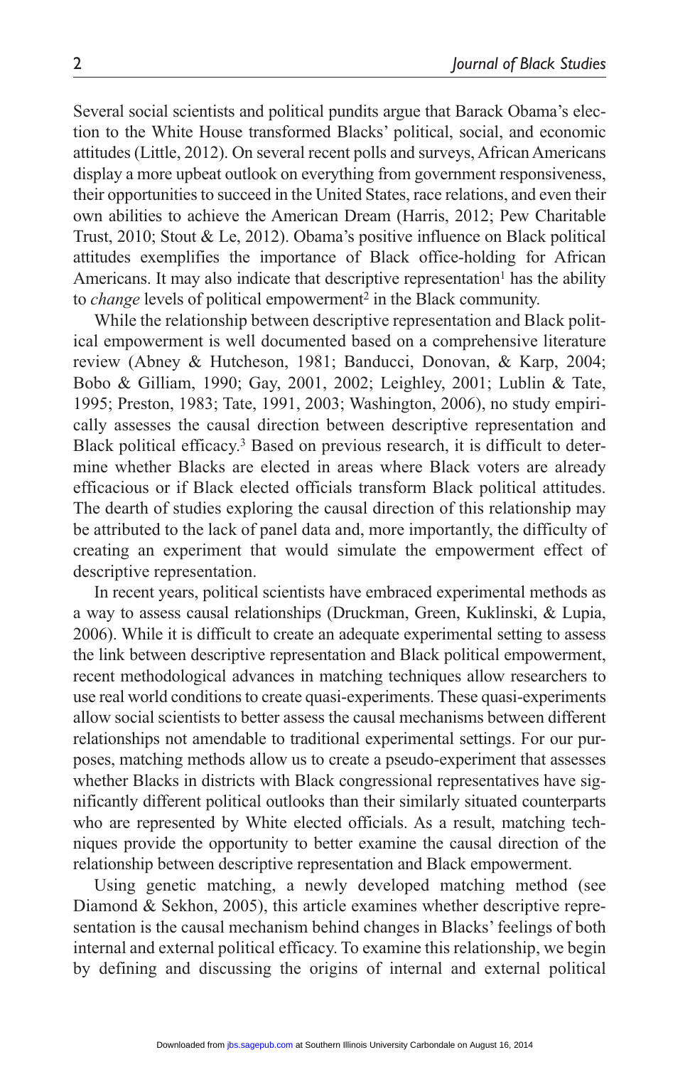Several social scientists and political pundits argue that Barack Obama's election to the White House transformed Blacks' political, social, and economic attitudes (Little, 2012). On several recent polls and surveys, African Americans display a more upbeat outlook on everything from government responsiveness, their opportunities to succeed in the United States, race relations, and even their own abilities to achieve the American Dream (Harris, 2012; Pew Charitable Trust, 2010; Stout & Le, 2012). Obama's positive influence on Black political attitudes exemplifies the importance of Black office-holding for African Americans. It may also indicate that descriptive representation[1] has the ability to *change* levels of political empowerment[2] in the Black community.

While the relationship between descriptive representation and Black political empowerment is well documented based on a comprehensive literature review (Abney & Hutcheson, 1981; Banducci, Donovan, & Karp, 2004; Bobo & Gilliam, 1990; Gay, 2001, 2002; Leighley, 2001; Lublin & Tate, 1995; Preston, 1983; Tate, 1991, 2003; Washington, 2006), no study empirically assesses the causal direction between descriptive representation and Black political efficacy.[3] Based on previous research, it is difficult to determine whether Blacks are elected in areas where Black voters are already efficacious or if Black elected officials transform Black political attitudes. The dearth of studies exploring the causal direction of this relationship may be attributed to the lack of panel data and, more importantly, the difficulty of creating an experiment that would simulate the empowerment effect of descriptive representation.

In recent years, political scientists have embraced experimental methods as a way to assess causal relationships (Druckman, Green, Kuklinski, & Lupia, 2006). While it is difficult to create an adequate experimental setting to assess the link between descriptive representation and Black political empowerment, recent methodological advances in matching techniques allow researchers to use real world conditions to create quasi-experiments. These quasi-experiments allow social scientists to better assess the causal mechanisms between different relationships not amendable to traditional experimental settings. For our purposes, matching methods allow us to create a pseudo-experiment that assesses whether Blacks in districts with Black congressional representatives have significantly different political outlooks than their similarly situated counterparts who are represented by White elected officials. As a result, matching techniques provide the opportunity to better examine the causal direction of the relationship between descriptive representation and Black empowerment.

Using genetic matching, a newly developed matching method (see Diamond & Sekhon, 2005), this article examines whether descriptive representation is the causal mechanism behind changes in Blacks' feelings of both internal and external political efficacy. To examine this relationship, we begin by defining and discussing the origins of internal and external political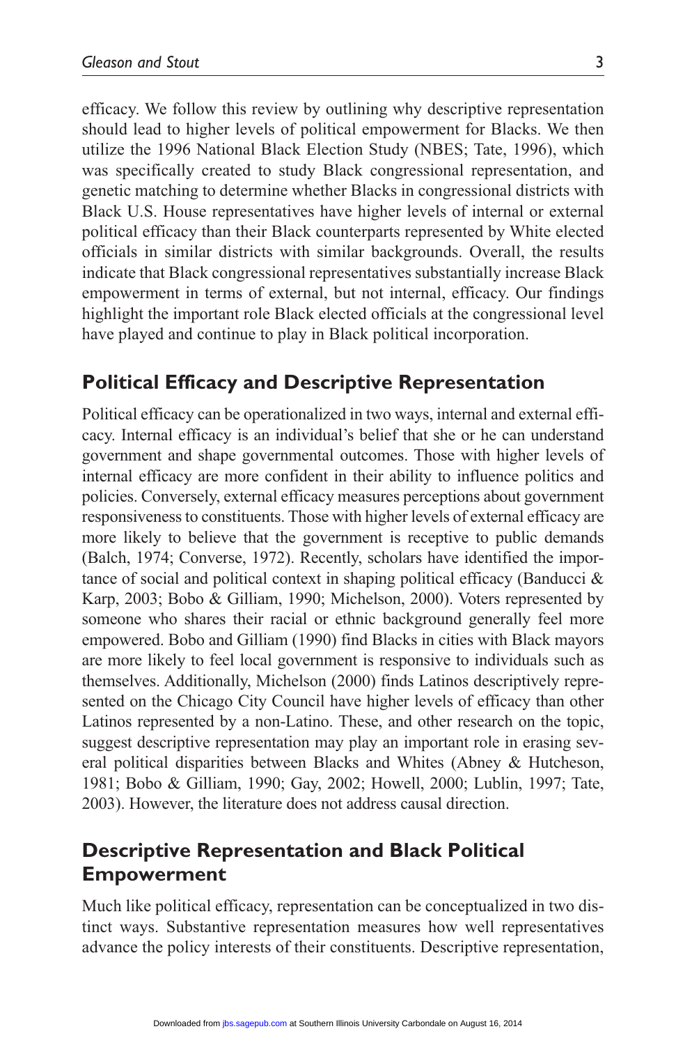efficacy. We follow this review by outlining why descriptive representation should lead to higher levels of political empowerment for Blacks. We then utilize the 1996 National Black Election Study (NBES; Tate, 1996), which was specifically created to study Black congressional representation, and genetic matching to determine whether Blacks in congressional districts with Black U.S. House representatives have higher levels of internal or external political efficacy than their Black counterparts represented by White elected officials in similar districts with similar backgrounds. Overall, the results indicate that Black congressional representatives substantially increase Black empowerment in terms of external, but not internal, efficacy. Our findings highlight the important role Black elected officials at the congressional level have played and continue to play in Black political incorporation.

## Political Efficacy and Descriptive Representation

Political efficacy can be operationalized in two ways, internal and external efficacy. Internal efficacy is an individual's belief that she or he can understand government and shape governmental outcomes. Those with higher levels of internal efficacy are more confident in their ability to influence politics and policies. Conversely, external efficacy measures perceptions about government responsiveness to constituents. Those with higher levels of external efficacy are more likely to believe that the government is receptive to public demands (Balch, 1974; Converse, 1972). Recently, scholars have identified the importance of social and political context in shaping political efficacy (Banducci & Karp, 2003; Bobo & Gilliam, 1990; Michelson, 2000). Voters represented by someone who shares their racial or ethnic background generally feel more empowered. Bobo and Gilliam (1990) find Blacks in cities with Black mayors are more likely to feel local government is responsive to individuals such as themselves. Additionally, Michelson (2000) finds Latinos descriptively represented on the Chicago City Council have higher levels of efficacy than other Latinos represented by a non-Latino. These, and other research on the topic, suggest descriptive representation may play an important role in erasing several political disparities between Blacks and Whites (Abney & Hutcheson, 1981; Bobo & Gilliam, 1990; Gay, 2002; Howell, 2000; Lublin, 1997; Tate, 2003). However, the literature does not address causal direction.

## Descriptive Representation and Black Political Empowerment

Much like political efficacy, representation can be conceptualized in two distinct ways. Substantive representation measures how well representatives advance the policy interests of their constituents. Descriptive representation,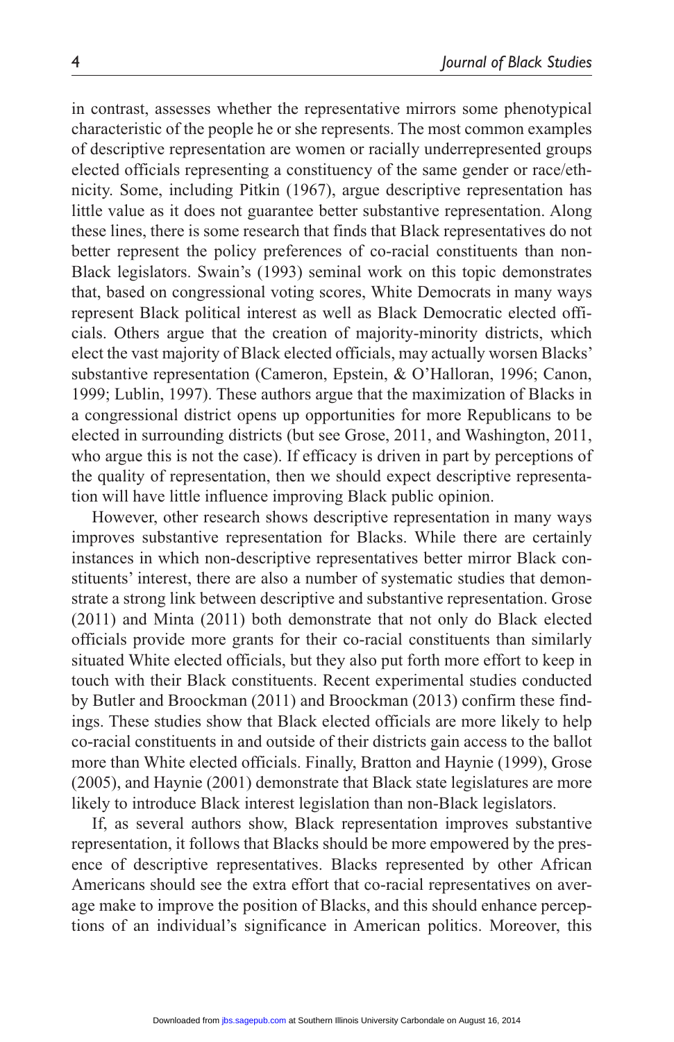in contrast, assesses whether the representative mirrors some phenotypical characteristic of the people he or she represents. The most common examples of descriptive representation are women or racially underrepresented groups elected officials representing a constituency of the same gender or race/ethnicity. Some, including Pitkin (1967), argue descriptive representation has little value as it does not guarantee better substantive representation. Along these lines, there is some research that finds that Black representatives do not better represent the policy preferences of co-racial constituents than non-Black legislators. Swain's (1993) seminal work on this topic demonstrates that, based on congressional voting scores, White Democrats in many ways represent Black political interest as well as Black Democratic elected officials. Others argue that the creation of majority-minority districts, which elect the vast majority of Black elected officials, may actually worsen Blacks' substantive representation (Cameron, Epstein, & O'Halloran, 1996; Canon, 1999; Lublin, 1997). These authors argue that the maximization of Blacks in a congressional district opens up opportunities for more Republicans to be elected in surrounding districts (but see Grose, 2011, and Washington, 2011, who argue this is not the case). If efficacy is driven in part by perceptions of the quality of representation, then we should expect descriptive representation will have little influence improving Black public opinion.

However, other research shows descriptive representation in many ways improves substantive representation for Blacks. While there are certainly instances in which non-descriptive representatives better mirror Black constituents' interest, there are also a number of systematic studies that demonstrate a strong link between descriptive and substantive representation. Grose (2011) and Minta (2011) both demonstrate that not only do Black elected officials provide more grants for their co-racial constituents than similarly situated White elected officials, but they also put forth more effort to keep in touch with their Black constituents. Recent experimental studies conducted by Butler and Broockman (2011) and Broockman (2013) confirm these findings. These studies show that Black elected officials are more likely to help co-racial constituents in and outside of their districts gain access to the ballot more than White elected officials. Finally, Bratton and Haynie (1999), Grose (2005), and Haynie (2001) demonstrate that Black state legislatures are more likely to introduce Black interest legislation than non-Black legislators.

If, as several authors show, Black representation improves substantive representation, it follows that Blacks should be more empowered by the presence of descriptive representatives. Blacks represented by other African Americans should see the extra effort that co-racial representatives on average make to improve the position of Blacks, and this should enhance perceptions of an individual's significance in American politics. Moreover, this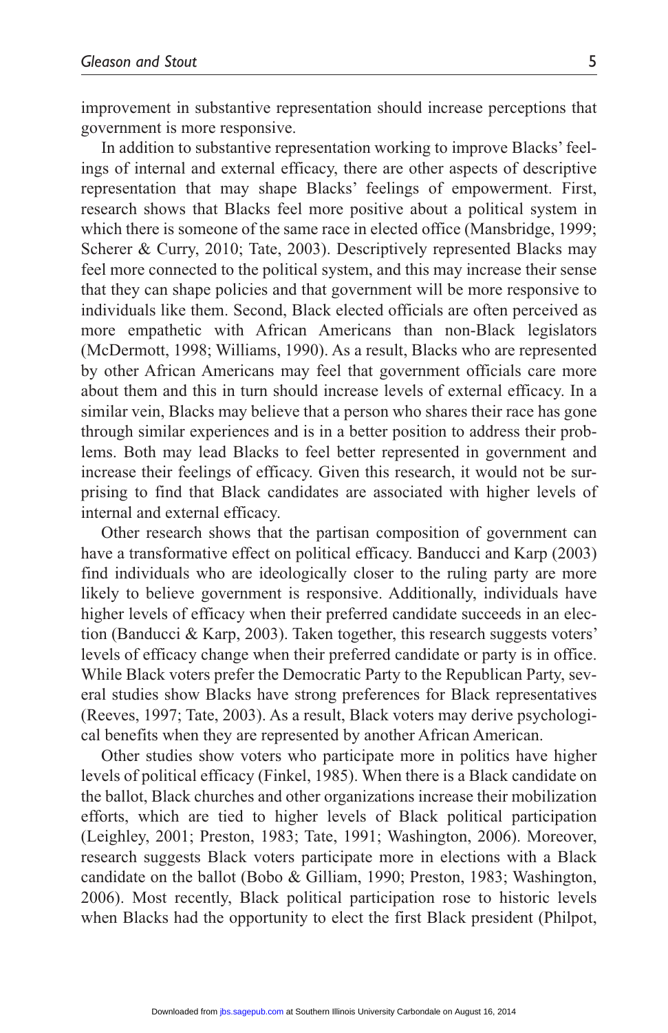improvement in substantive representation should increase perceptions that government is more responsive.

In addition to substantive representation working to improve Blacks' feelings of internal and external efficacy, there are other aspects of descriptive representation that may shape Blacks' feelings of empowerment. First, research shows that Blacks feel more positive about a political system in which there is someone of the same race in elected office (Mansbridge, 1999; Scherer & Curry, 2010; Tate, 2003). Descriptively represented Blacks may feel more connected to the political system, and this may increase their sense that they can shape policies and that government will be more responsive to individuals like them. Second, Black elected officials are often perceived as more empathetic with African Americans than non-Black legislators (McDermott, 1998; Williams, 1990). As a result, Blacks who are represented by other African Americans may feel that government officials care more about them and this in turn should increase levels of external efficacy. In a similar vein, Blacks may believe that a person who shares their race has gone through similar experiences and is in a better position to address their problems. Both may lead Blacks to feel better represented in government and increase their feelings of efficacy. Given this research, it would not be surprising to find that Black candidates are associated with higher levels of internal and external efficacy.

Other research shows that the partisan composition of government can have a transformative effect on political efficacy. Banducci and Karp (2003) find individuals who are ideologically closer to the ruling party are more likely to believe government is responsive. Additionally, individuals have higher levels of efficacy when their preferred candidate succeeds in an election (Banducci & Karp, 2003). Taken together, this research suggests voters' levels of efficacy change when their preferred candidate or party is in office. While Black voters prefer the Democratic Party to the Republican Party, several studies show Blacks have strong preferences for Black representatives (Reeves, 1997; Tate, 2003). As a result, Black voters may derive psychological benefits when they are represented by another African American.

Other studies show voters who participate more in politics have higher levels of political efficacy (Finkel, 1985). When there is a Black candidate on the ballot, Black churches and other organizations increase their mobilization efforts, which are tied to higher levels of Black political participation (Leighley, 2001; Preston, 1983; Tate, 1991; Washington, 2006). Moreover, research suggests Black voters participate more in elections with a Black candidate on the ballot (Bobo & Gilliam, 1990; Preston, 1983; Washington, 2006). Most recently, Black political participation rose to historic levels when Blacks had the opportunity to elect the first Black president (Philpot,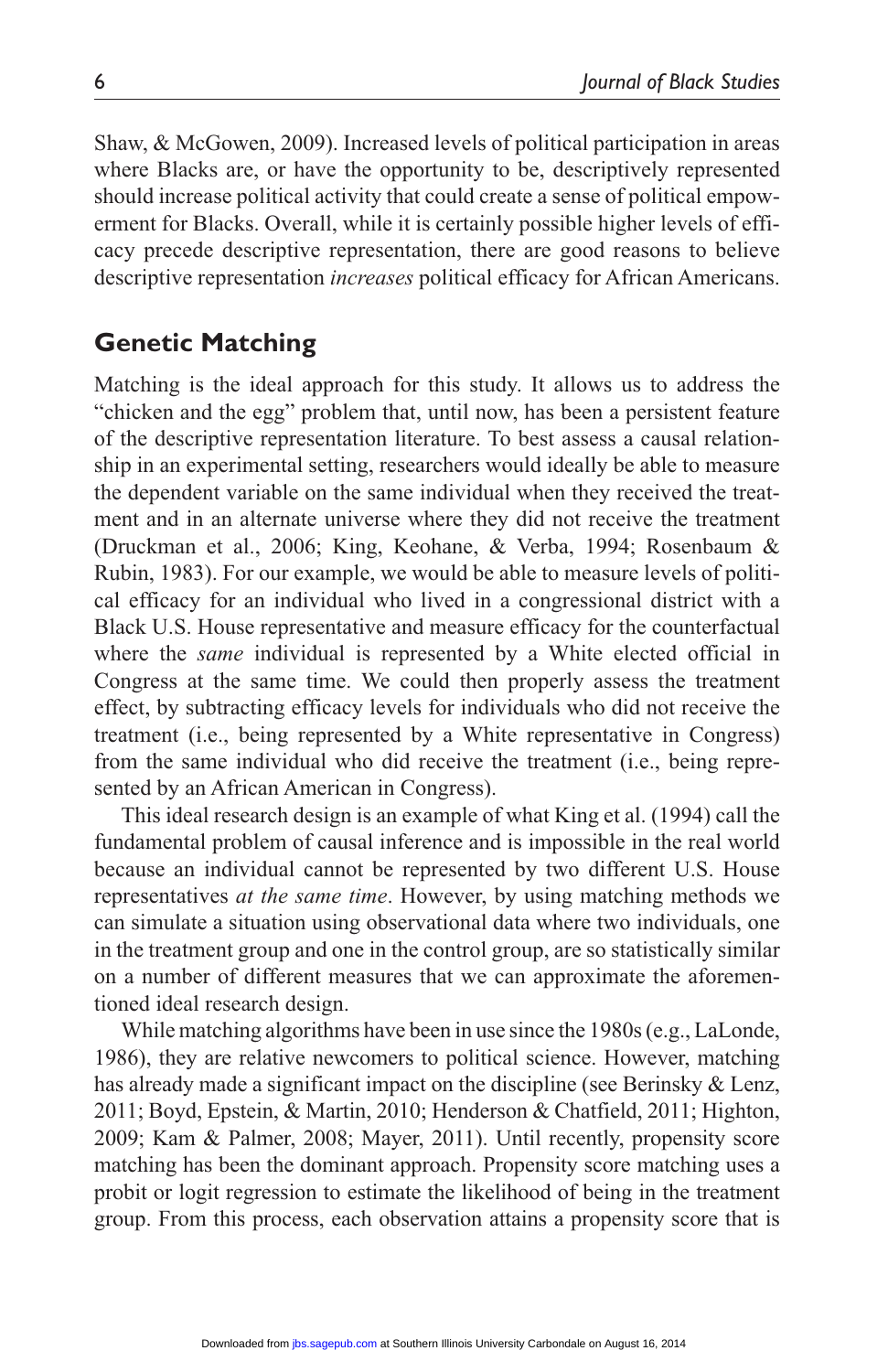Shaw, & McGowen, 2009). Increased levels of political participation in areas where Blacks are, or have the opportunity to be, descriptively represented should increase political activity that could create a sense of political empowerment for Blacks. Overall, while it is certainly possible higher levels of efficacy precede descriptive representation, there are good reasons to believe descriptive representation *increases* political efficacy for African Americans.

## Genetic Matching

Matching is the ideal approach for this study. It allows us to address the "chicken and the egg" problem that, until now, has been a persistent feature of the descriptive representation literature. To best assess a causal relationship in an experimental setting, researchers would ideally be able to measure the dependent variable on the same individual when they received the treatment and in an alternate universe where they did not receive the treatment (Druckman et al., 2006; King, Keohane, & Verba, 1994; Rosenbaum & Rubin, 1983). For our example, we would be able to measure levels of political efficacy for an individual who lived in a congressional district with a Black U.S. House representative and measure efficacy for the counterfactual where the *same* individual is represented by a White elected official in Congress at the same time. We could then properly assess the treatment effect, by subtracting efficacy levels for individuals who did not receive the treatment (i.e., being represented by a White representative in Congress) from the same individual who did receive the treatment (i.e., being represented by an African American in Congress).

This ideal research design is an example of what King et al. (1994) call the fundamental problem of causal inference and is impossible in the real world because an individual cannot be represented by two different U.S. House representatives *at the same time*. However, by using matching methods we can simulate a situation using observational data where two individuals, one in the treatment group and one in the control group, are so statistically similar on a number of different measures that we can approximate the aforementioned ideal research design.

While matching algorithms have been in use since the 1980s (e.g., LaLonde, 1986), they are relative newcomers to political science. However, matching has already made a significant impact on the discipline (see Berinsky & Lenz, 2011; Boyd, Epstein, & Martin, 2010; Henderson & Chatfield, 2011; Highton, 2009; Kam & Palmer, 2008; Mayer, 2011). Until recently, propensity score matching has been the dominant approach. Propensity score matching uses a probit or logit regression to estimate the likelihood of being in the treatment group. From this process, each observation attains a propensity score that is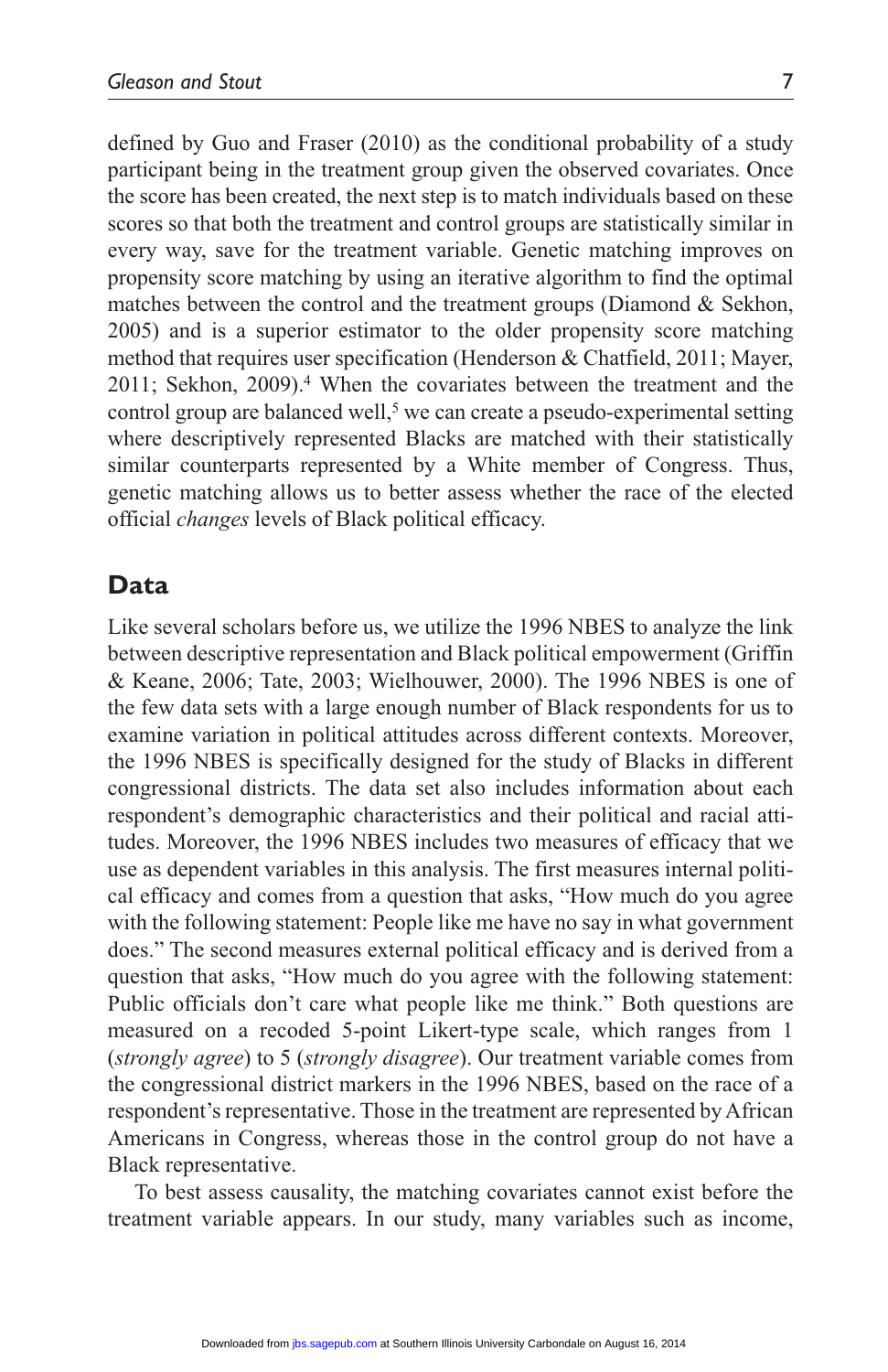defined by Guo and Fraser (2010) as the conditional probability of a study participant being in the treatment group given the observed covariates. Once the score has been created, the next step is to match individuals based on these scores so that both the treatment and control groups are statistically similar in every way, save for the treatment variable. Genetic matching improves on propensity score matching by using an iterative algorithm to find the optimal matches between the control and the treatment groups (Diamond & Sekhon, 2005) and is a superior estimator to the older propensity score matching method that requires user specification (Henderson & Chatfield, 2011; Mayer, 2011; Sekhon, 2009).[4] When the covariates between the treatment and the control group are balanced well,[5] we can create a pseudo-experimental setting where descriptively represented Blacks are matched with their statistically similar counterparts represented by a White member of Congress. Thus, genetic matching allows us to better assess whether the race of the elected official *changes* levels of Black political efficacy.

## Data

Like several scholars before us, we utilize the 1996 NBES to analyze the link between descriptive representation and Black political empowerment (Griffin & Keane, 2006; Tate, 2003; Wielhouwer, 2000). The 1996 NBES is one of the few data sets with a large enough number of Black respondents for us to examine variation in political attitudes across different contexts. Moreover, the 1996 NBES is specifically designed for the study of Blacks in different congressional districts. The data set also includes information about each respondent's demographic characteristics and their political and racial attitudes. Moreover, the 1996 NBES includes two measures of efficacy that we use as dependent variables in this analysis. The first measures internal political efficacy and comes from a question that asks, "How much do you agree with the following statement: People like me have no say in what government does." The second measures external political efficacy and is derived from a question that asks, "How much do you agree with the following statement: Public officials don't care what people like me think." Both questions are measured on a recoded 5-point Likert-type scale, which ranges from 1 (*strongly agree*) to 5 (*strongly disagree*). Our treatment variable comes from the congressional district markers in the 1996 NBES, based on the race of a respondent's representative. Those in the treatment are represented by African Americans in Congress, whereas those in the control group do not have a Black representative.

To best assess causality, the matching covariates cannot exist before the treatment variable appears. In our study, many variables such as income,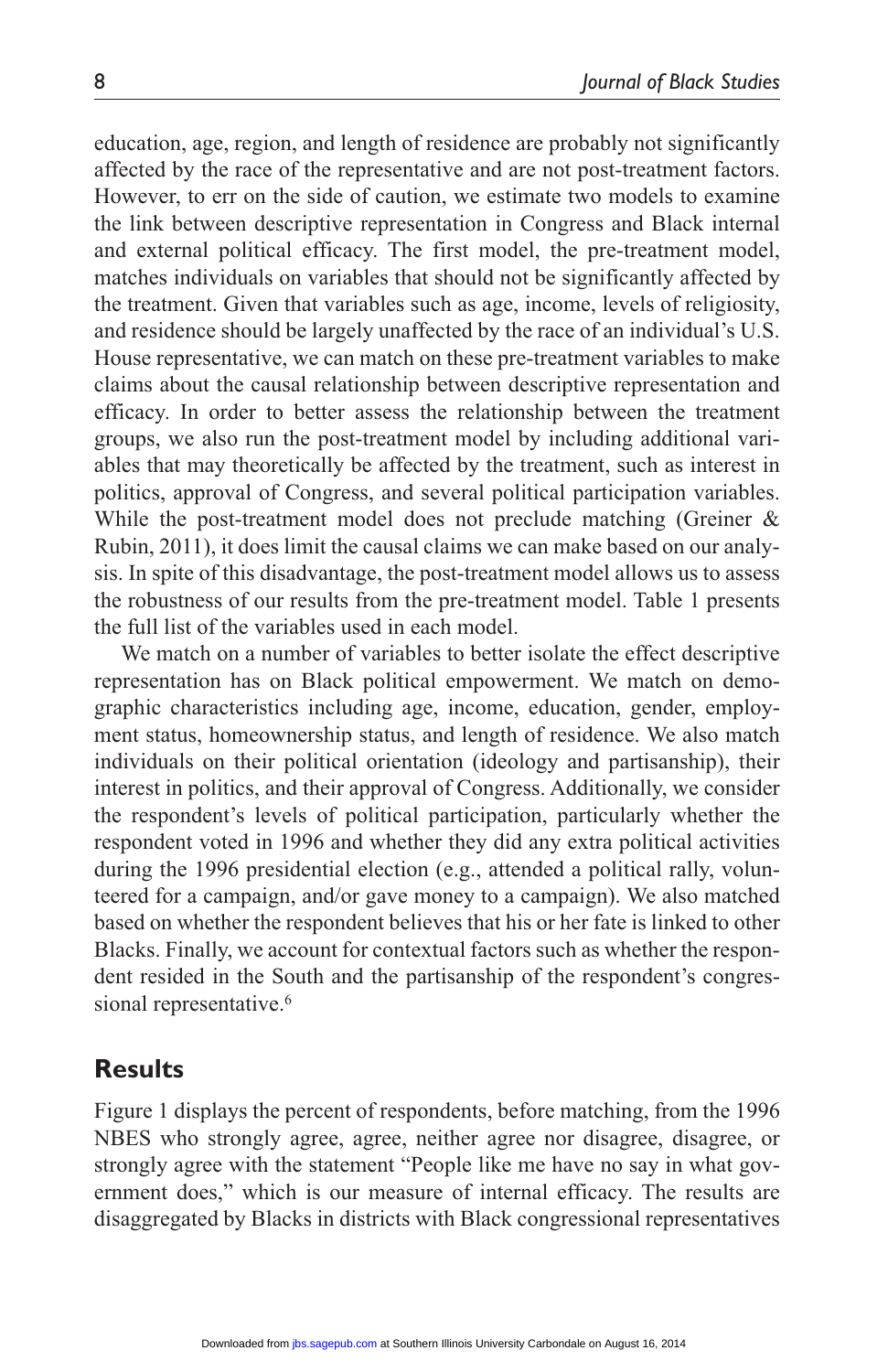education, age, region, and length of residence are probably not significantly affected by the race of the representative and are not post-treatment factors. However, to err on the side of caution, we estimate two models to examine the link between descriptive representation in Congress and Black internal and external political efficacy. The first model, the pre-treatment model, matches individuals on variables that should not be significantly affected by the treatment. Given that variables such as age, income, levels of religiosity, and residence should be largely unaffected by the race of an individual's U.S. House representative, we can match on these pre-treatment variables to make claims about the causal relationship between descriptive representation and efficacy. In order to better assess the relationship between the treatment groups, we also run the post-treatment model by including additional variables that may theoretically be affected by the treatment, such as interest in politics, approval of Congress, and several political participation variables. While the post-treatment model does not preclude matching (Greiner & Rubin, 2011), it does limit the causal claims we can make based on our analysis. In spite of this disadvantage, the post-treatment model allows us to assess the robustness of our results from the pre-treatment model. Table 1 presents the full list of the variables used in each model.

We match on a number of variables to better isolate the effect descriptive representation has on Black political empowerment. We match on demographic characteristics including age, income, education, gender, employment status, homeownership status, and length of residence. We also match individuals on their political orientation (ideology and partisanship), their interest in politics, and their approval of Congress. Additionally, we consider the respondent's levels of political participation, particularly whether the respondent voted in 1996 and whether they did any extra political activities during the 1996 presidential election (e.g., attended a political rally, volunteered for a campaign, and/or gave money to a campaign). We also matched based on whether the respondent believes that his or her fate is linked to other Blacks. Finally, we account for contextual factors such as whether the respondent resided in the South and the partisanship of the respondent's congressional representative.[6]

## Results

Figure 1 displays the percent of respondents, before matching, from the 1996 NBES who strongly agree, agree, neither agree nor disagree, disagree, or strongly agree with the statement "People like me have no say in what government does," which is our measure of internal efficacy. The results are disaggregated by Blacks in districts with Black congressional representatives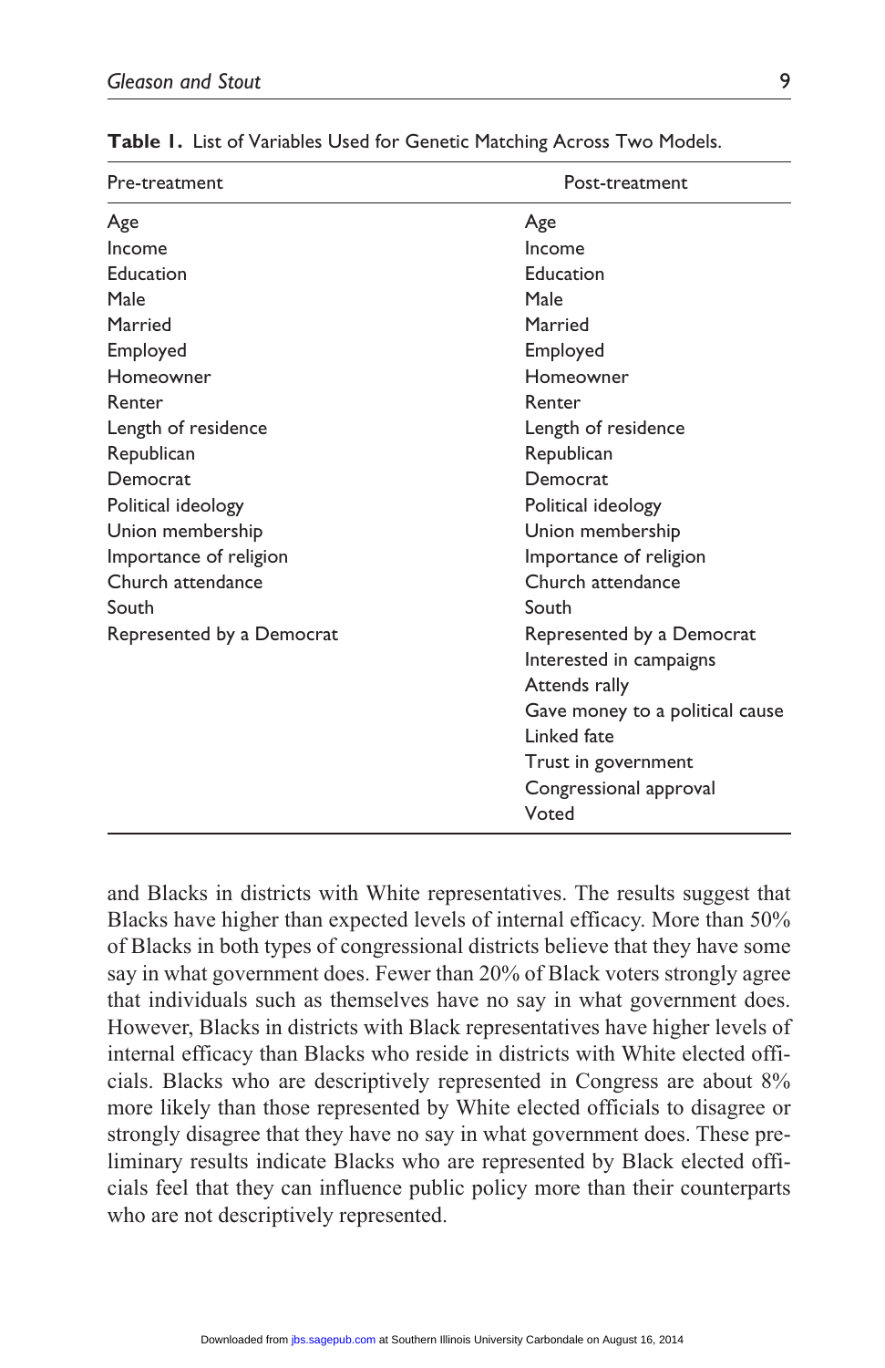**Table 1.** List of Variables Used for Genetic Matching Across Two Models.

| Pre-treatment | Post-treatment |
|---|---|
| Age | Age |
| Income | Income |
| Education | Education |
| Male | Male |
| Married | Married |
| Employed | Employed |
| Homeowner | Homeowner |
| Renter | Renter |
| Length of residence | Length of residence |
| Republican | Republican |
| Democrat | Democrat |
| Political ideology | Political ideology |
| Union membership | Union membership |
| Importance of religion | Importance of religion |
| Church attendance | Church attendance |
| South | South |
| Represented by a Democrat | Represented by a Democrat |
| | Interested in campaigns |
| | Attends rally |
| | Gave money to a political cause |
| | Linked fate |
| | Trust in government |
| | Congressional approval |
| | Voted |

and Blacks in districts with White representatives. The results suggest that Blacks have higher than expected levels of internal efficacy. More than 50% of Blacks in both types of congressional districts believe that they have some say in what government does. Fewer than 20% of Black voters strongly agree that individuals such as themselves have no say in what government does. However, Blacks in districts with Black representatives have higher levels of internal efficacy than Blacks who reside in districts with White elected officials. Blacks who are descriptively represented in Congress are about 8% more likely than those represented by White elected officials to disagree or strongly disagree that they have no say in what government does. These preliminary results indicate Blacks who are represented by Black elected officials feel that they can influence public policy more than their counterparts who are not descriptively represented.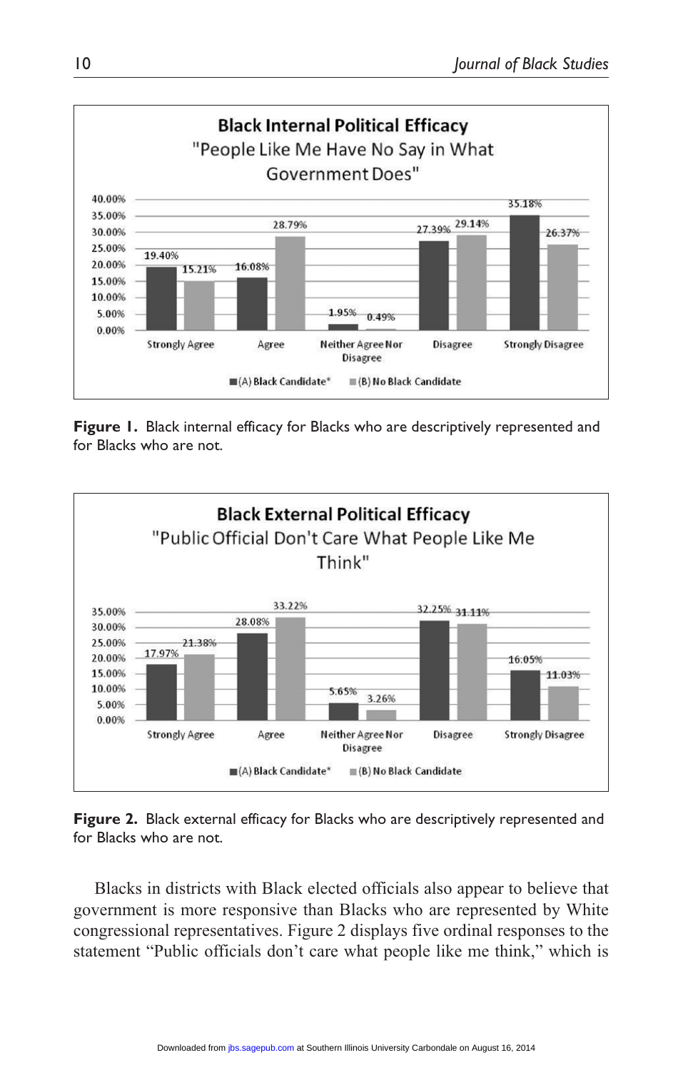**Black Internal Political Efficacy**
"People Like Me Have No Say in What Government Does"

| | (A) Black Candidate* | (B) No Black Candidate |
|---|---|---|
| Strongly Agree | 19.40% | 15.21% |
| Agree | 16.08% | 28.79% |
| Neither Agree Nor Disagree | 1.95% | 0.49% |
| Disagree | 27.39% | 29.14% |
| Strongly Disagree | 35.18% | 26.37% |

**Figure 1.** Black internal efficacy for Blacks who are descriptively represented and for Blacks who are not.

**Black External Political Efficacy**
"Public Official Don't Care What People Like Me Think"

| | (A) Black Candidate* | (B) No Black Candidate |
|---|---|---|
| Strongly Agree | 17.97% | 21.38% |
| Agree | 28.08% | 33.22% |
| Neither Agree Nor Disagree | 5.65% | 3.26% |
| Disagree | 32.25% | 31.11% |
| Strongly Disagree | 16.05% | 11.03% |

**Figure 2.** Black external efficacy for Blacks who are descriptively represented and for Blacks who are not.

Blacks in districts with Black elected officials also appear to believe that government is more responsive than Blacks who are represented by White congressional representatives. Figure 2 displays five ordinal responses to the statement "Public officials don't care what people like me think," which is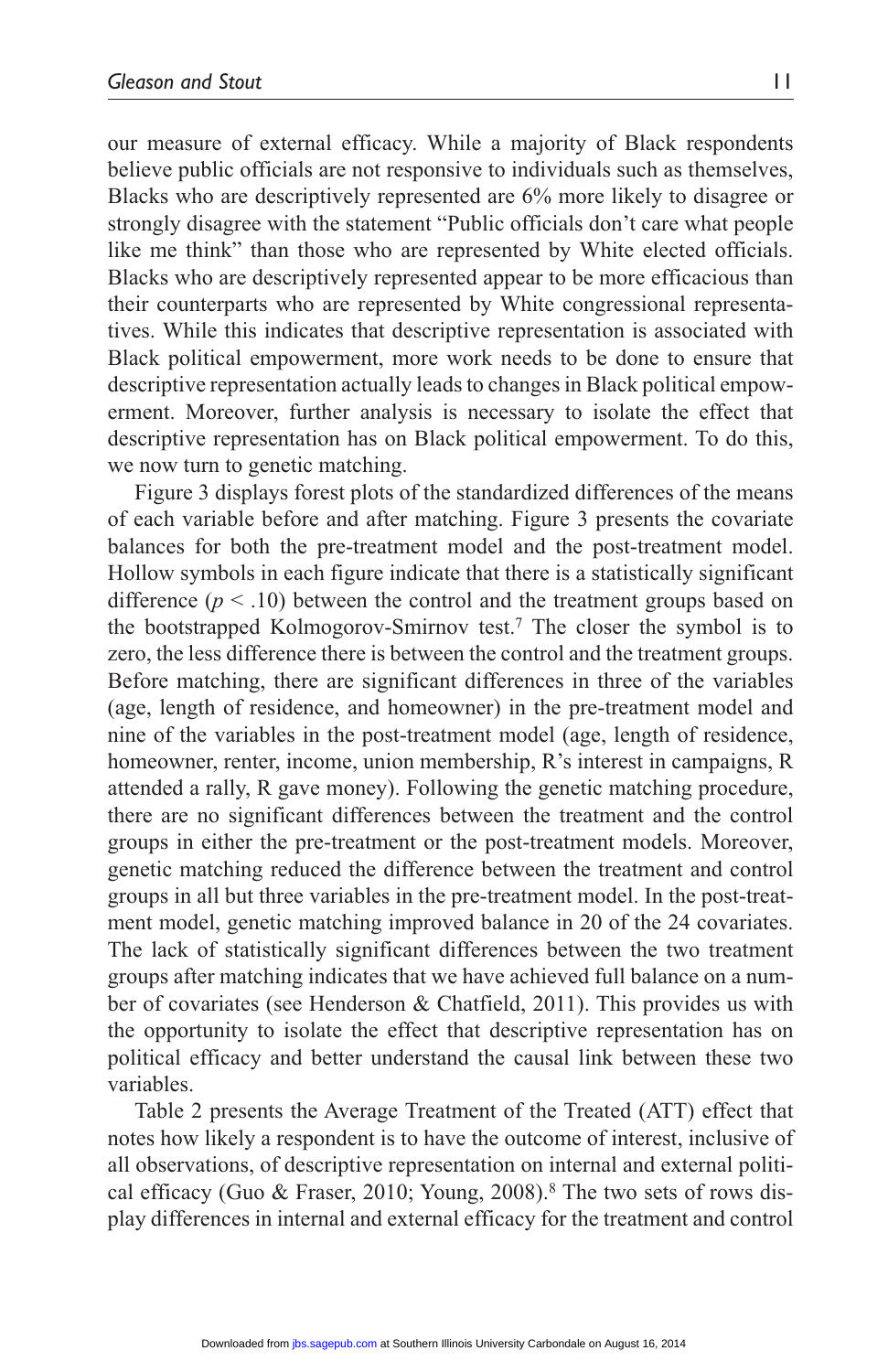our measure of external efficacy. While a majority of Black respondents believe public officials are not responsive to individuals such as themselves, Blacks who are descriptively represented are 6% more likely to disagree or strongly disagree with the statement "Public officials don't care what people like me think" than those who are represented by White elected officials. Blacks who are descriptively represented appear to be more efficacious than their counterparts who are represented by White congressional representatives. While this indicates that descriptive representation is associated with Black political empowerment, more work needs to be done to ensure that descriptive representation actually leads to changes in Black political empowerment. Moreover, further analysis is necessary to isolate the effect that descriptive representation has on Black political empowerment. To do this, we now turn to genetic matching.

Figure 3 displays forest plots of the standardized differences of the means of each variable before and after matching. Figure 3 presents the covariate balances for both the pre-treatment model and the post-treatment model. Hollow symbols in each figure indicate that there is a statistically significant difference ($p < .10$) between the control and the treatment groups based on the bootstrapped Kolmogorov-Smirnov test.[7] The closer the symbol is to zero, the less difference there is between the control and the treatment groups. Before matching, there are significant differences in three of the variables (age, length of residence, and homeowner) in the pre-treatment model and nine of the variables in the post-treatment model (age, length of residence, homeowner, renter, income, union membership, R's interest in campaigns, R attended a rally, R gave money). Following the genetic matching procedure, there are no significant differences between the treatment and the control groups in either the pre-treatment or the post-treatment models. Moreover, genetic matching reduced the difference between the treatment and control groups in all but three variables in the pre-treatment model. In the post-treatment model, genetic matching improved balance in 20 of the 24 covariates. The lack of statistically significant differences between the two treatment groups after matching indicates that we have achieved full balance on a number of covariates (see Henderson & Chatfield, 2011). This provides us with the opportunity to isolate the effect that descriptive representation has on political efficacy and better understand the causal link between these two variables.

Table 2 presents the Average Treatment of the Treated (ATT) effect that notes how likely a respondent is to have the outcome of interest, inclusive of all observations, of descriptive representation on internal and external political efficacy (Guo & Fraser, 2010; Young, 2008).[8] The two sets of rows display differences in internal and external efficacy for the treatment and control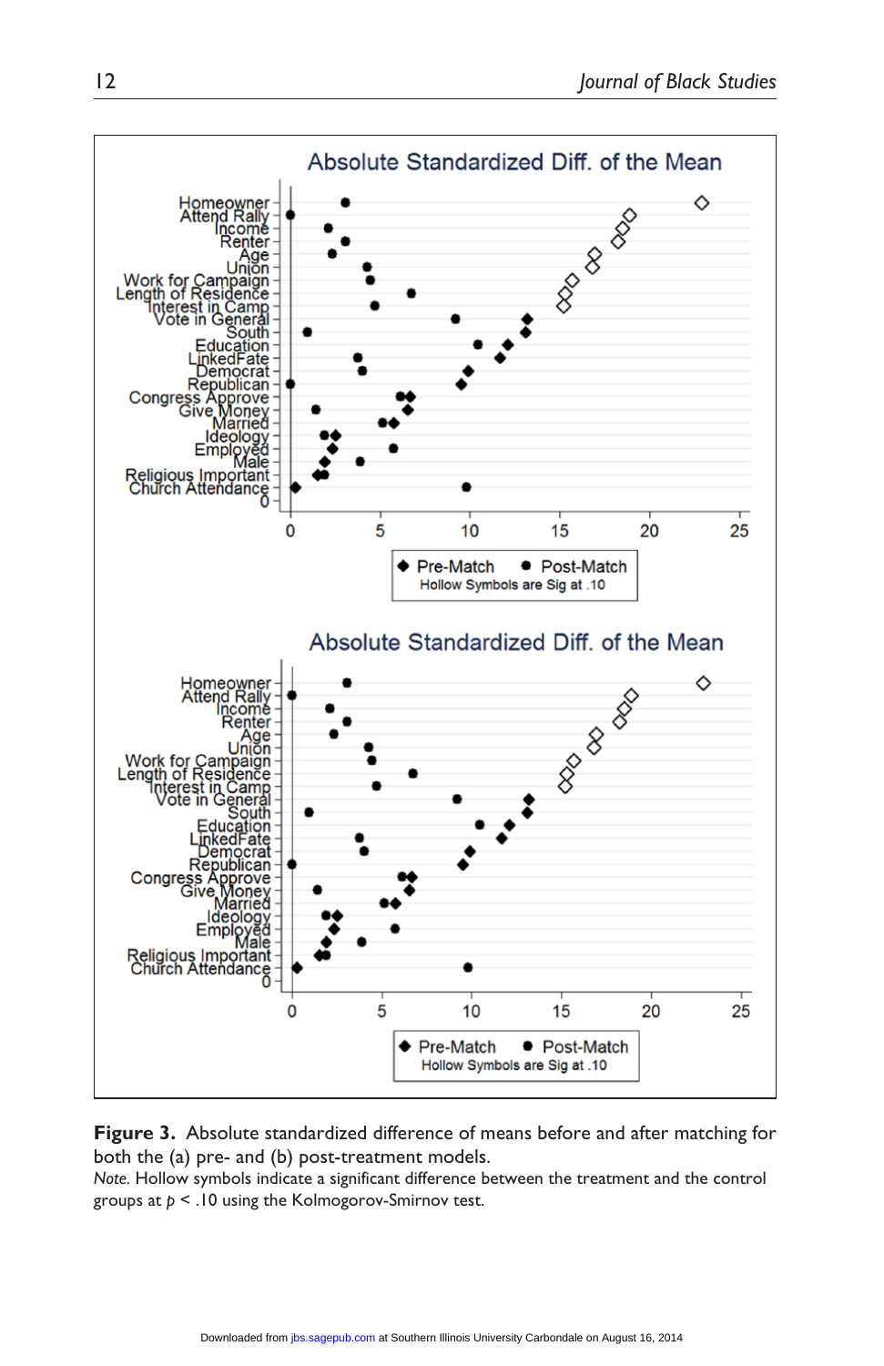**Figure 3.** Absolute standardized difference of means before and after matching for both the (a) pre- and (b) post-treatment models.

*Note.* Hollow symbols indicate a significant difference between the treatment and the control groups at $p < .10$ using the Kolmogorov-Smirnov test.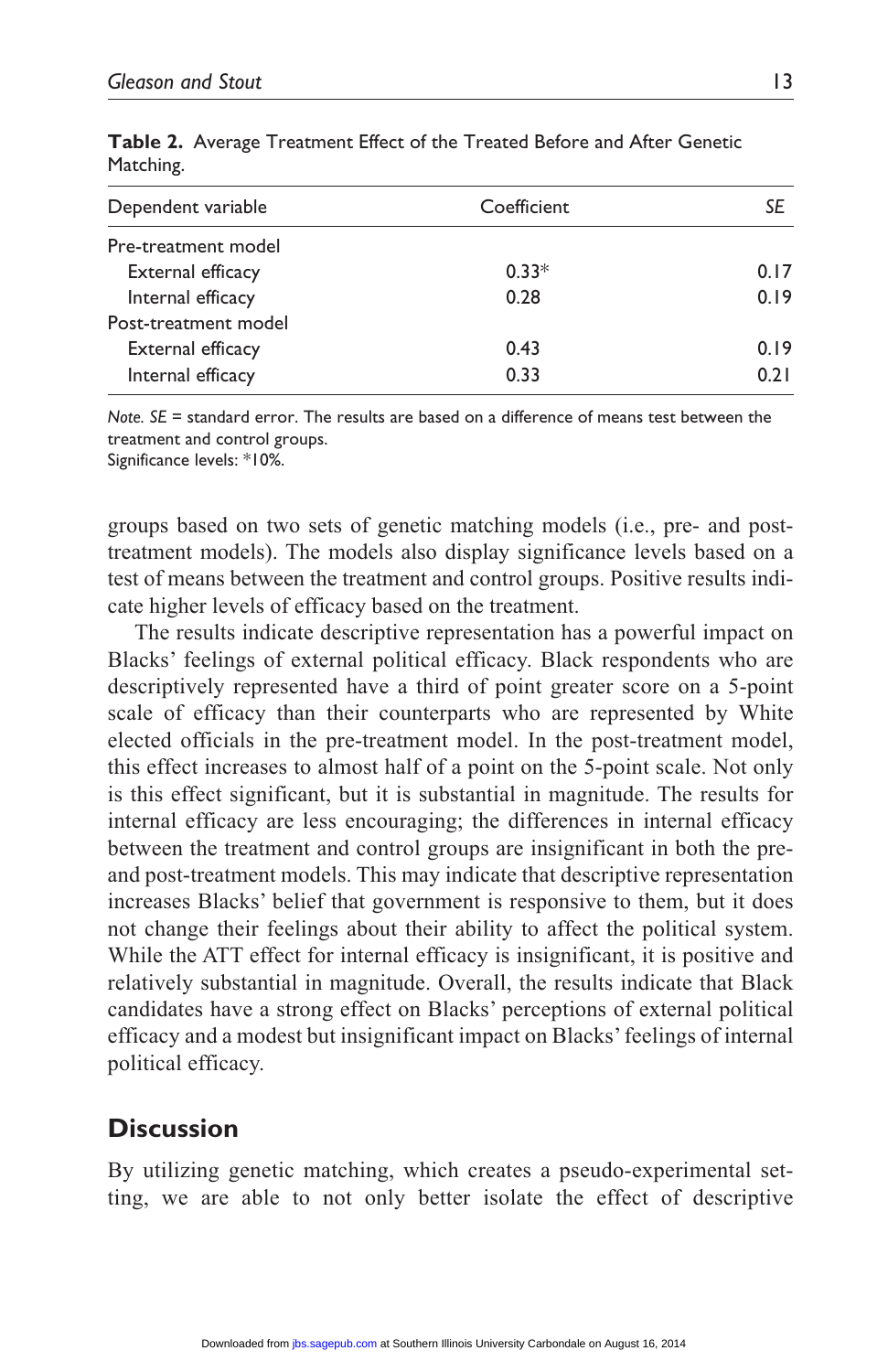**Table 2.** Average Treatment Effect of the Treated Before and After Genetic Matching.

| Dependent variable | Coefficient | *SE* |
|---|---|---|
| Pre-treatment model | | |
| External efficacy | 0.33* | 0.17 |
| Internal efficacy | 0.28 | 0.19 |
| Post-treatment model | | |
| External efficacy | 0.43 | 0.19 |
| Internal efficacy | 0.33 | 0.21 |

*Note. SE* = standard error. The results are based on a difference of means test between the treatment and control groups.
Significance levels: *10%.

groups based on two sets of genetic matching models (i.e., pre- and post-treatment models). The models also display significance levels based on a test of means between the treatment and control groups. Positive results indicate higher levels of efficacy based on the treatment.

The results indicate descriptive representation has a powerful impact on Blacks' feelings of external political efficacy. Black respondents who are descriptively represented have a third of point greater score on a 5-point scale of efficacy than their counterparts who are represented by White elected officials in the pre-treatment model. In the post-treatment model, this effect increases to almost half of a point on the 5-point scale. Not only is this effect significant, but it is substantial in magnitude. The results for internal efficacy are less encouraging; the differences in internal efficacy between the treatment and control groups are insignificant in both the pre- and post-treatment models. This may indicate that descriptive representation increases Blacks' belief that government is responsive to them, but it does not change their feelings about their ability to affect the political system. While the ATT effect for internal efficacy is insignificant, it is positive and relatively substantial in magnitude. Overall, the results indicate that Black candidates have a strong effect on Blacks' perceptions of external political efficacy and a modest but insignificant impact on Blacks' feelings of internal political efficacy.

## Discussion

By utilizing genetic matching, which creates a pseudo-experimental setting, we are able to not only better isolate the effect of descriptive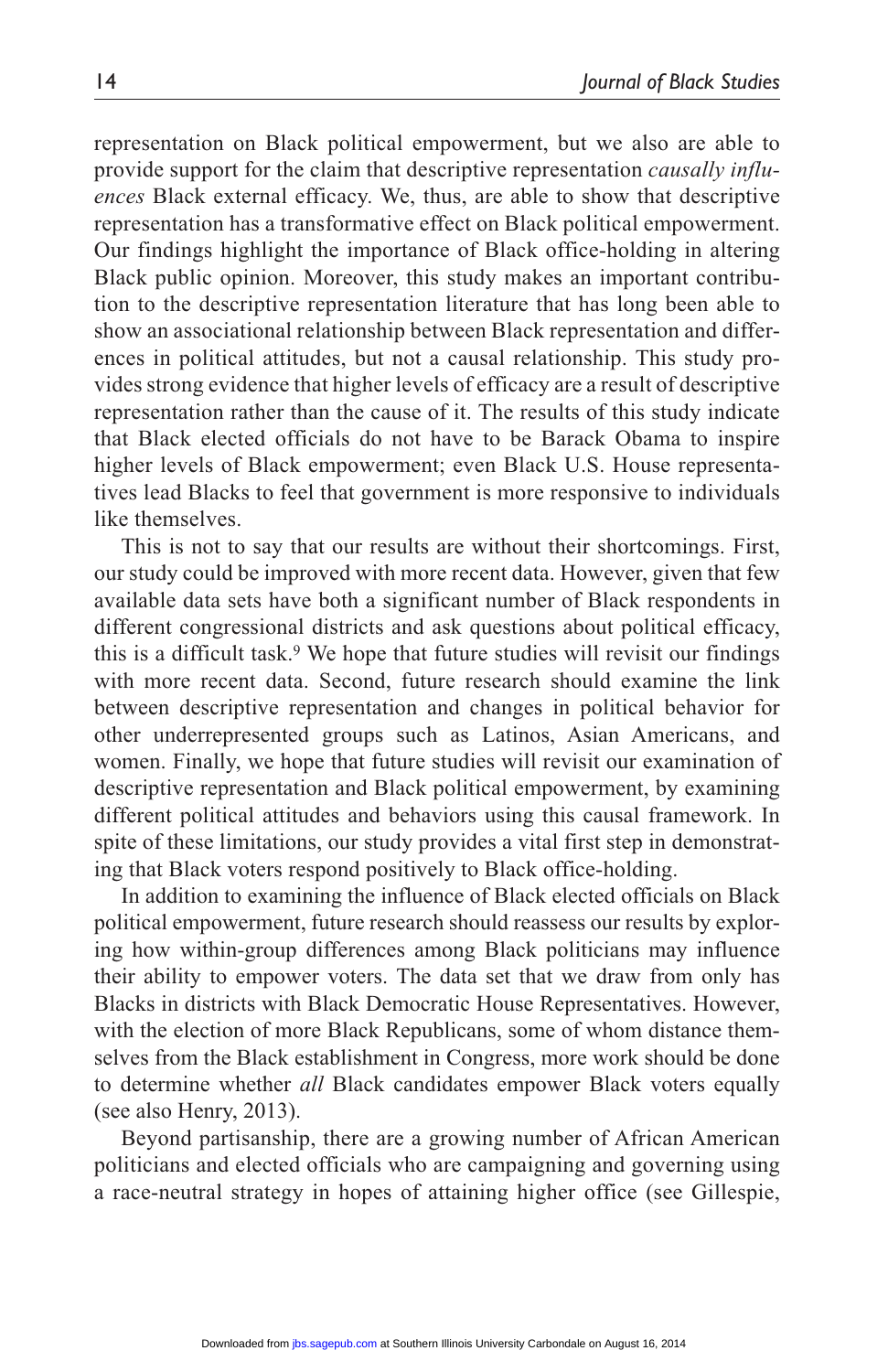representation on Black political empowerment, but we also are able to provide support for the claim that descriptive representation *causally influences* Black external efficacy. We, thus, are able to show that descriptive representation has a transformative effect on Black political empowerment. Our findings highlight the importance of Black office-holding in altering Black public opinion. Moreover, this study makes an important contribution to the descriptive representation literature that has long been able to show an associational relationship between Black representation and differences in political attitudes, but not a causal relationship. This study provides strong evidence that higher levels of efficacy are a result of descriptive representation rather than the cause of it. The results of this study indicate that Black elected officials do not have to be Barack Obama to inspire higher levels of Black empowerment; even Black U.S. House representatives lead Blacks to feel that government is more responsive to individuals like themselves.

This is not to say that our results are without their shortcomings. First, our study could be improved with more recent data. However, given that few available data sets have both a significant number of Black respondents in different congressional districts and ask questions about political efficacy, this is a difficult task.[9] We hope that future studies will revisit our findings with more recent data. Second, future research should examine the link between descriptive representation and changes in political behavior for other underrepresented groups such as Latinos, Asian Americans, and women. Finally, we hope that future studies will revisit our examination of descriptive representation and Black political empowerment, by examining different political attitudes and behaviors using this causal framework. In spite of these limitations, our study provides a vital first step in demonstrating that Black voters respond positively to Black office-holding.

In addition to examining the influence of Black elected officials on Black political empowerment, future research should reassess our results by exploring how within-group differences among Black politicians may influence their ability to empower voters. The data set that we draw from only has Blacks in districts with Black Democratic House Representatives. However, with the election of more Black Republicans, some of whom distance themselves from the Black establishment in Congress, more work should be done to determine whether *all* Black candidates empower Black voters equally (see also Henry, 2013).

Beyond partisanship, there are a growing number of African American politicians and elected officials who are campaigning and governing using a race-neutral strategy in hopes of attaining higher office (see Gillespie,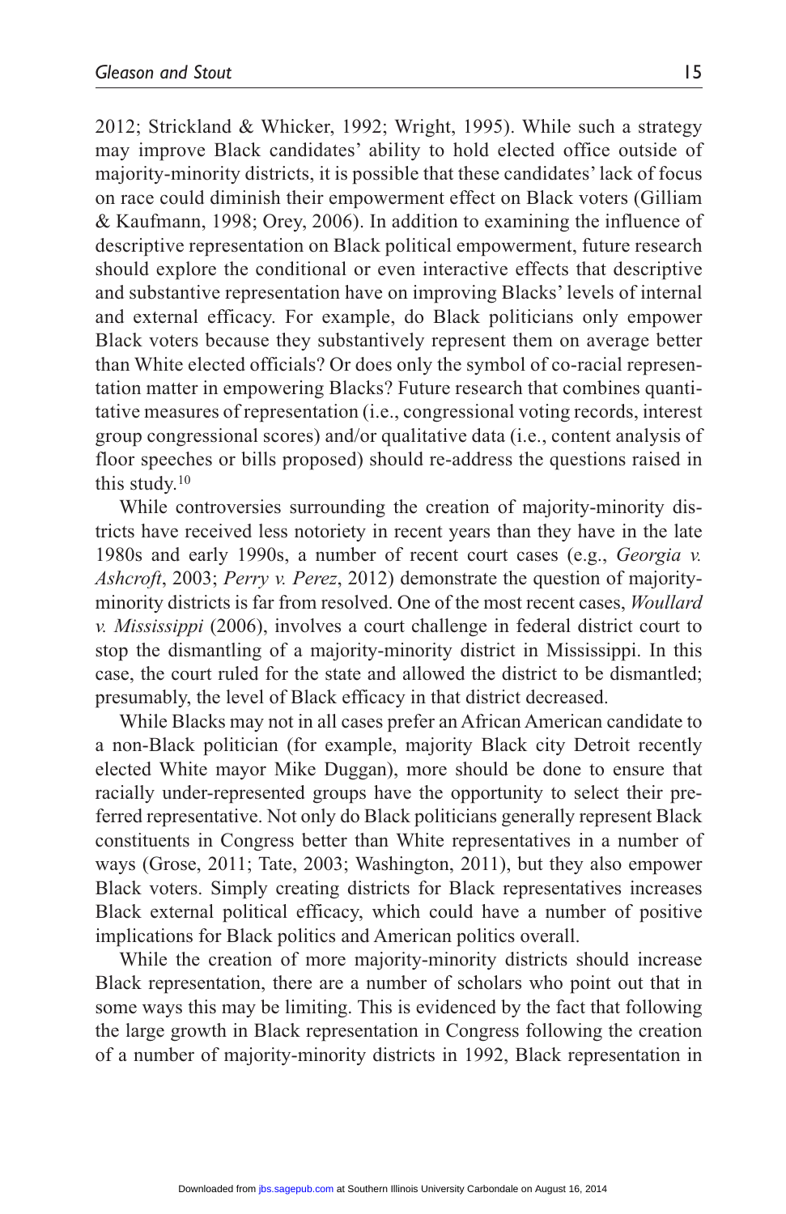2012; Strickland & Whicker, 1992; Wright, 1995). While such a strategy may improve Black candidates' ability to hold elected office outside of majority-minority districts, it is possible that these candidates' lack of focus on race could diminish their empowerment effect on Black voters (Gilliam & Kaufmann, 1998; Orey, 2006). In addition to examining the influence of descriptive representation on Black political empowerment, future research should explore the conditional or even interactive effects that descriptive and substantive representation have on improving Blacks' levels of internal and external efficacy. For example, do Black politicians only empower Black voters because they substantively represent them on average better than White elected officials? Or does only the symbol of co-racial representation matter in empowering Blacks? Future research that combines quantitative measures of representation (i.e., congressional voting records, interest group congressional scores) and/or qualitative data (i.e., content analysis of floor speeches or bills proposed) should re-address the questions raised in this study.[10]

While controversies surrounding the creation of majority-minority districts have received less notoriety in recent years than they have in the late 1980s and early 1990s, a number of recent court cases (e.g., *Georgia v. Ashcroft*, 2003; *Perry v. Perez*, 2012) demonstrate the question of majority-minority districts is far from resolved. One of the most recent cases, *Woullard v. Mississippi* (2006), involves a court challenge in federal district court to stop the dismantling of a majority-minority district in Mississippi. In this case, the court ruled for the state and allowed the district to be dismantled; presumably, the level of Black efficacy in that district decreased.

While Blacks may not in all cases prefer an African American candidate to a non-Black politician (for example, majority Black city Detroit recently elected White mayor Mike Duggan), more should be done to ensure that racially under-represented groups have the opportunity to select their preferred representative. Not only do Black politicians generally represent Black constituents in Congress better than White representatives in a number of ways (Grose, 2011; Tate, 2003; Washington, 2011), but they also empower Black voters. Simply creating districts for Black representatives increases Black external political efficacy, which could have a number of positive implications for Black politics and American politics overall.

While the creation of more majority-minority districts should increase Black representation, there are a number of scholars who point out that in some ways this may be limiting. This is evidenced by the fact that following the large growth in Black representation in Congress following the creation of a number of majority-minority districts in 1992, Black representation in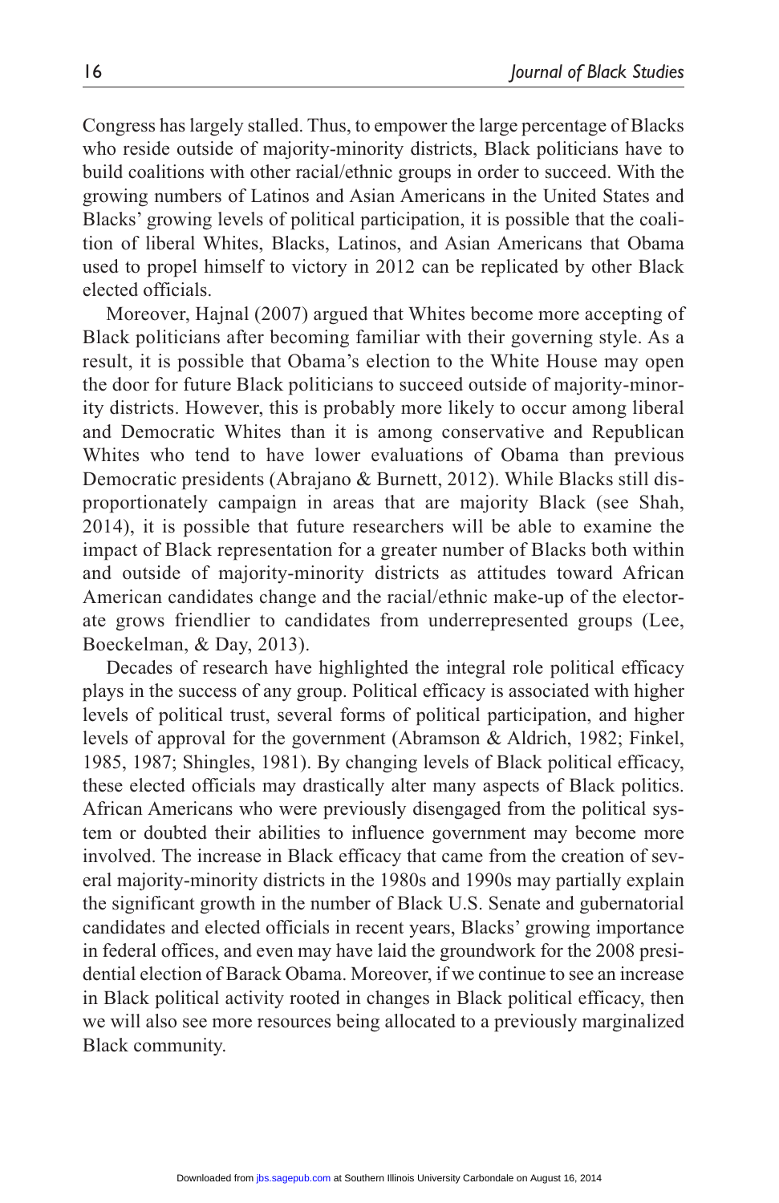Congress has largely stalled. Thus, to empower the large percentage of Blacks who reside outside of majority-minority districts, Black politicians have to build coalitions with other racial/ethnic groups in order to succeed. With the growing numbers of Latinos and Asian Americans in the United States and Blacks' growing levels of political participation, it is possible that the coalition of liberal Whites, Blacks, Latinos, and Asian Americans that Obama used to propel himself to victory in 2012 can be replicated by other Black elected officials.

Moreover, Hajnal (2007) argued that Whites become more accepting of Black politicians after becoming familiar with their governing style. As a result, it is possible that Obama's election to the White House may open the door for future Black politicians to succeed outside of majority-minority districts. However, this is probably more likely to occur among liberal and Democratic Whites than it is among conservative and Republican Whites who tend to have lower evaluations of Obama than previous Democratic presidents (Abrajano & Burnett, 2012). While Blacks still disproportionately campaign in areas that are majority Black (see Shah, 2014), it is possible that future researchers will be able to examine the impact of Black representation for a greater number of Blacks both within and outside of majority-minority districts as attitudes toward African American candidates change and the racial/ethnic make-up of the electorate grows friendlier to candidates from underrepresented groups (Lee, Boeckelman, & Day, 2013).

Decades of research have highlighted the integral role political efficacy plays in the success of any group. Political efficacy is associated with higher levels of political trust, several forms of political participation, and higher levels of approval for the government (Abramson & Aldrich, 1982; Finkel, 1985, 1987; Shingles, 1981). By changing levels of Black political efficacy, these elected officials may drastically alter many aspects of Black politics. African Americans who were previously disengaged from the political system or doubted their abilities to influence government may become more involved. The increase in Black efficacy that came from the creation of several majority-minority districts in the 1980s and 1990s may partially explain the significant growth in the number of Black U.S. Senate and gubernatorial candidates and elected officials in recent years, Blacks' growing importance in federal offices, and even may have laid the groundwork for the 2008 presidential election of Barack Obama. Moreover, if we continue to see an increase in Black political activity rooted in changes in Black political efficacy, then we will also see more resources being allocated to a previously marginalized Black community.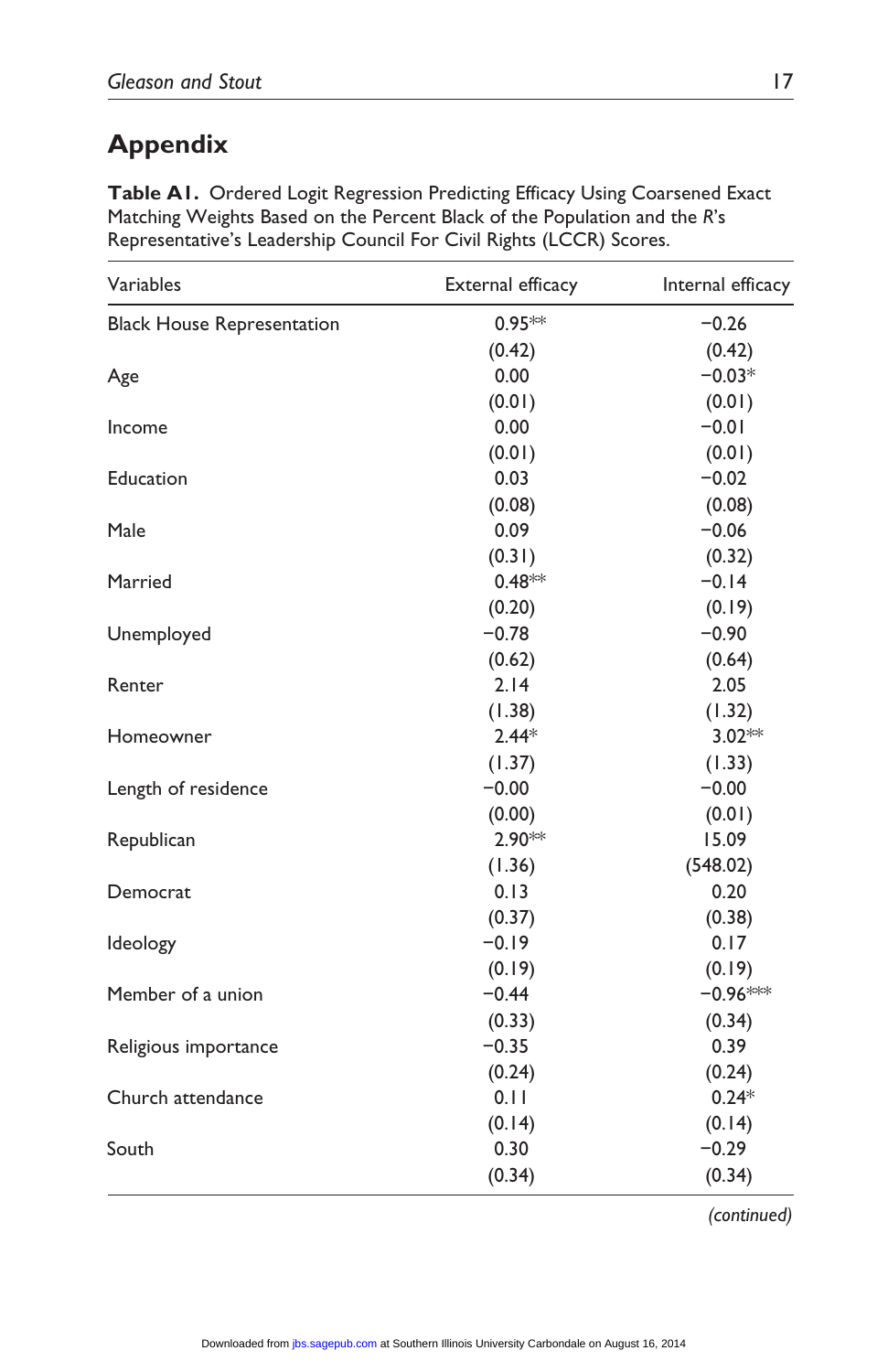# Appendix

**Table A1.** Ordered Logit Regression Predicting Efficacy Using Coarsened Exact Matching Weights Based on the Percent Black of the Population and the *R*'s Representative's Leadership Council For Civil Rights (LCCR) Scores.

| Variables | External efficacy | Internal efficacy |
|---|---|---|
| Black House Representation | 0.95** | −0.26 |
| | (0.42) | (0.42) |
| Age | 0.00 | −0.03* |
| | (0.01) | (0.01) |
| Income | 0.00 | −0.01 |
| | (0.01) | (0.01) |
| Education | 0.03 | −0.02 |
| | (0.08) | (0.08) |
| Male | 0.09 | −0.06 |
| | (0.31) | (0.32) |
| Married | 0.48** | −0.14 |
| | (0.20) | (0.19) |
| Unemployed | −0.78 | −0.90 |
| | (0.62) | (0.64) |
| Renter | 2.14 | 2.05 |
| | (1.38) | (1.32) |
| Homeowner | 2.44* | 3.02** |
| | (1.37) | (1.33) |
| Length of residence | −0.00 | −0.00 |
| | (0.00) | (0.01) |
| Republican | 2.90** | 15.09 |
| | (1.36) | (548.02) |
| Democrat | 0.13 | 0.20 |
| | (0.37) | (0.38) |
| Ideology | −0.19 | 0.17 |
| | (0.19) | (0.19) |
| Member of a union | −0.44 | −0.96*** |
| | (0.33) | (0.34) |
| Religious importance | −0.35 | 0.39 |
| | (0.24) | (0.24) |
| Church attendance | 0.11 | 0.24* |
| | (0.14) | (0.14) |
| South | 0.30 | −0.29 |
| | (0.34) | (0.34) |

*(continued)*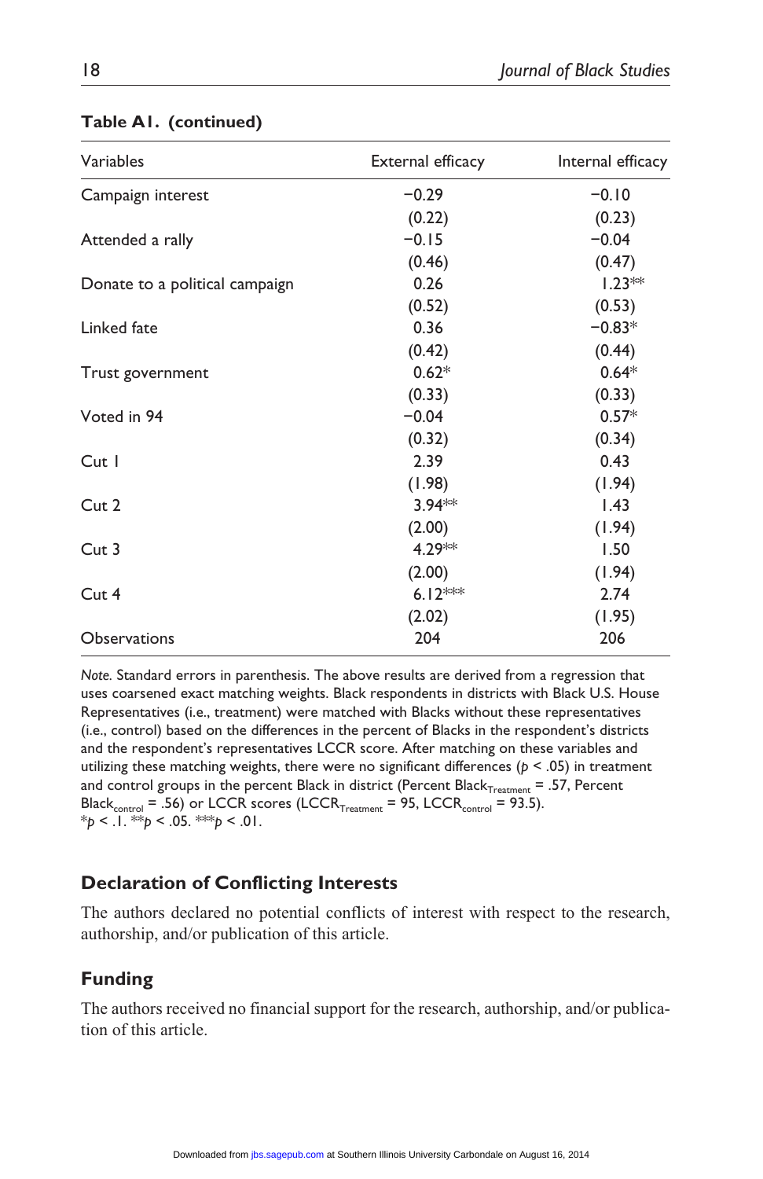**Table A1. (continued)**

| Variables | External efficacy | Internal efficacy |
|---|---|---|
| Campaign interest | −0.29 | −0.10 |
| | (0.22) | (0.23) |
| Attended a rally | −0.15 | −0.04 |
| | (0.46) | (0.47) |
| Donate to a political campaign | 0.26 | 1.23** |
| | (0.52) | (0.53) |
| Linked fate | 0.36 | −0.83* |
| | (0.42) | (0.44) |
| Trust government | 0.62* | 0.64* |
| | (0.33) | (0.33) |
| Voted in 94 | −0.04 | 0.57* |
| | (0.32) | (0.34) |
| Cut 1 | 2.39 | 0.43 |
| | (1.98) | (1.94) |
| Cut 2 | 3.94** | 1.43 |
| | (2.00) | (1.94) |
| Cut 3 | 4.29** | 1.50 |
| | (2.00) | (1.94) |
| Cut 4 | 6.12*** | 2.74 |
| | (2.02) | (1.95) |
| Observations | 204 | 206 |

*Note.* Standard errors in parenthesis. The above results are derived from a regression that uses coarsened exact matching weights. Black respondents in districts with Black U.S. House Representatives (i.e., treatment) were matched with Blacks without these representatives (i.e., control) based on the differences in the percent of Blacks in the respondent's districts and the respondent's representatives LCCR score. After matching on these variables and utilizing these matching weights, there were no significant differences ($p < .05$) in treatment and control groups in the percent Black in district ($\text{Percent Black}_{\text{Treatment}} = .57$, $\text{Percent Black}_{\text{control}} = .56$) or LCCR scores ($\text{LCCR}_{\text{Treatment}} = 95$, $\text{LCCR}_{\text{control}} = 93.5$).
*$p < .1$. **$p < .05$. ***$p < .01$.

## Declaration of Conflicting Interests

The authors declared no potential conflicts of interest with respect to the research, authorship, and/or publication of this article.

## Funding

The authors received no financial support for the research, authorship, and/or publication of this article.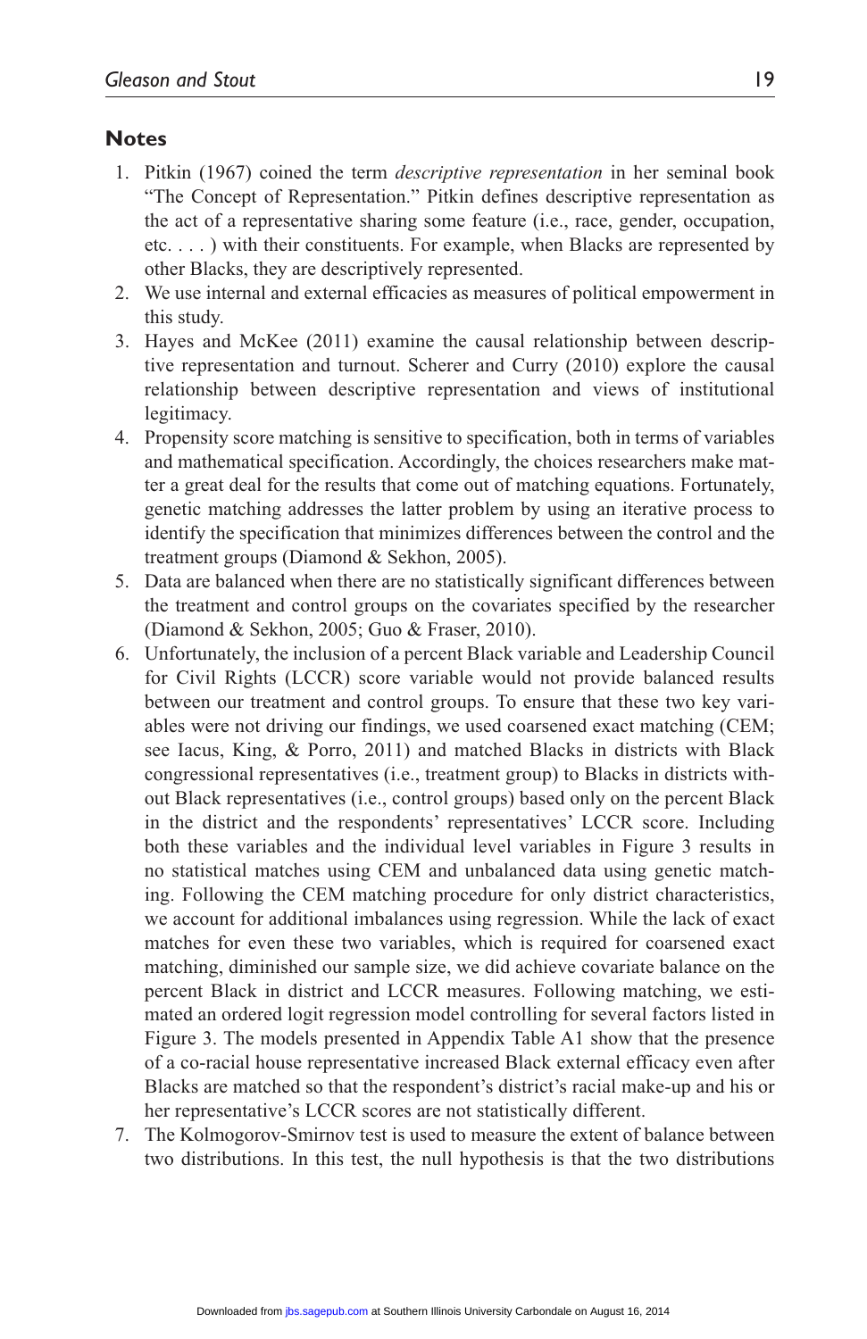## Notes

1. Pitkin (1967) coined the term *descriptive representation* in her seminal book "The Concept of Representation." Pitkin defines descriptive representation as the act of a representative sharing some feature (i.e., race, gender, occupation, etc. . . . ) with their constituents. For example, when Blacks are represented by other Blacks, they are descriptively represented.
2. We use internal and external efficacies as measures of political empowerment in this study.
3. Hayes and McKee (2011) examine the causal relationship between descriptive representation and turnout. Scherer and Curry (2010) explore the causal relationship between descriptive representation and views of institutional legitimacy.
4. Propensity score matching is sensitive to specification, both in terms of variables and mathematical specification. Accordingly, the choices researchers make matter a great deal for the results that come out of matching equations. Fortunately, genetic matching addresses the latter problem by using an iterative process to identify the specification that minimizes differences between the control and the treatment groups (Diamond & Sekhon, 2005).
5. Data are balanced when there are no statistically significant differences between the treatment and control groups on the covariates specified by the researcher (Diamond & Sekhon, 2005; Guo & Fraser, 2010).
6. Unfortunately, the inclusion of a percent Black variable and Leadership Council for Civil Rights (LCCR) score variable would not provide balanced results between our treatment and control groups. To ensure that these two key variables were not driving our findings, we used coarsened exact matching (CEM; see Iacus, King, & Porro, 2011) and matched Blacks in districts with Black congressional representatives (i.e., treatment group) to Blacks in districts without Black representatives (i.e., control groups) based only on the percent Black in the district and the respondents' representatives' LCCR score. Including both these variables and the individual level variables in Figure 3 results in no statistical matches using CEM and unbalanced data using genetic matching. Following the CEM matching procedure for only district characteristics, we account for additional imbalances using regression. While the lack of exact matches for even these two variables, which is required for coarsened exact matching, diminished our sample size, we did achieve covariate balance on the percent Black in district and LCCR measures. Following matching, we estimated an ordered logit regression model controlling for several factors listed in Figure 3. The models presented in Appendix Table A1 show that the presence of a co-racial house representative increased Black external efficacy even after Blacks are matched so that the respondent's district's racial make-up and his or her representative's LCCR scores are not statistically different.
7. The Kolmogorov-Smirnov test is used to measure the extent of balance between two distributions. In this test, the null hypothesis is that the two distributions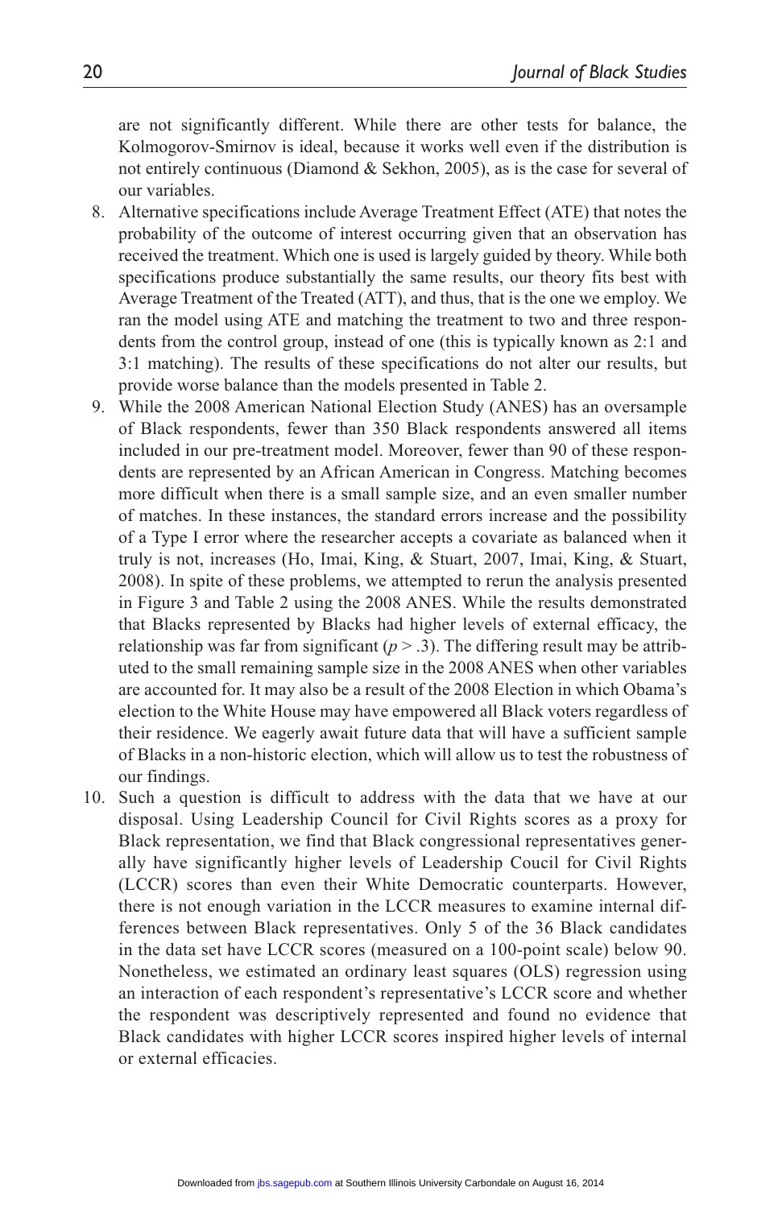are not significantly different. While there are other tests for balance, the Kolmogorov-Smirnov is ideal, because it works well even if the distribution is not entirely continuous (Diamond & Sekhon, 2005), as is the case for several of our variables.

8. Alternative specifications include Average Treatment Effect (ATE) that notes the probability of the outcome of interest occurring given that an observation has received the treatment. Which one is used is largely guided by theory. While both specifications produce substantially the same results, our theory fits best with Average Treatment of the Treated (ATT), and thus, that is the one we employ. We ran the model using ATE and matching the treatment to two and three respondents from the control group, instead of one (this is typically known as 2:1 and 3:1 matching). The results of these specifications do not alter our results, but provide worse balance than the models presented in Table 2.
9. While the 2008 American National Election Study (ANES) has an oversample of Black respondents, fewer than 350 Black respondents answered all items included in our pre-treatment model. Moreover, fewer than 90 of these respondents are represented by an African American in Congress. Matching becomes more difficult when there is a small sample size, and an even smaller number of matches. In these instances, the standard errors increase and the possibility of a Type I error where the researcher accepts a covariate as balanced when it truly is not, increases (Ho, Imai, King, & Stuart, 2007, Imai, King, & Stuart, 2008). In spite of these problems, we attempted to rerun the analysis presented in Figure 3 and Table 2 using the 2008 ANES. While the results demonstrated that Blacks represented by Blacks had higher levels of external efficacy, the relationship was far from significant ($p > .3$). The differing result may be attributed to the small remaining sample size in the 2008 ANES when other variables are accounted for. It may also be a result of the 2008 Election in which Obama's election to the White House may have empowered all Black voters regardless of their residence. We eagerly await future data that will have a sufficient sample of Blacks in a non-historic election, which will allow us to test the robustness of our findings.
10. Such a question is difficult to address with the data that we have at our disposal. Using Leadership Council for Civil Rights scores as a proxy for Black representation, we find that Black congressional representatives generally have significantly higher levels of Leadership Coucil for Civil Rights (LCCR) scores than even their White Democratic counterparts. However, there is not enough variation in the LCCR measures to examine internal differences between Black representatives. Only 5 of the 36 Black candidates in the data set have LCCR scores (measured on a 100-point scale) below 90. Nonetheless, we estimated an ordinary least squares (OLS) regression using an interaction of each respondent's representative's LCCR score and whether the respondent was descriptively represented and found no evidence that Black candidates with higher LCCR scores inspired higher levels of internal or external efficacies.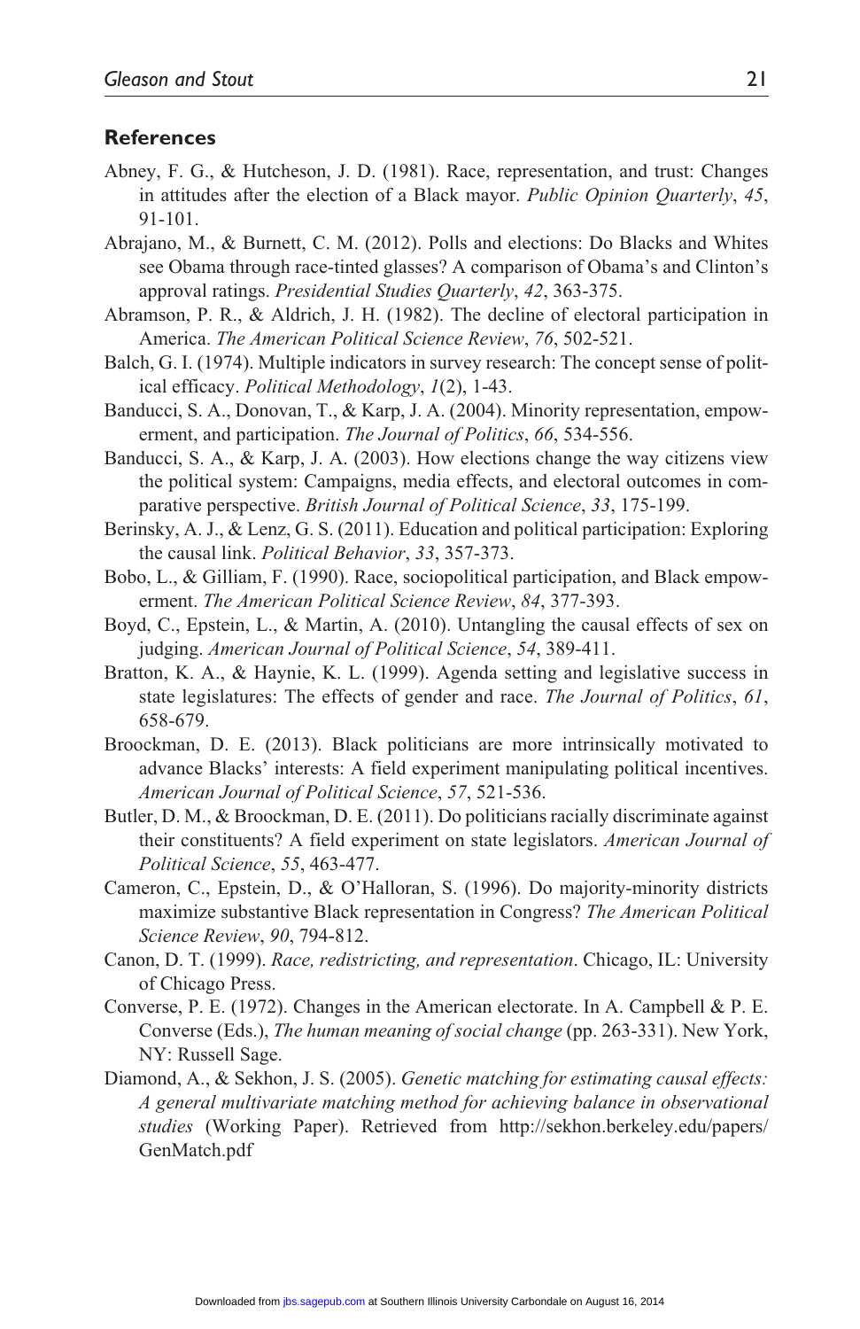## References

Abney, F. G., & Hutcheson, J. D. (1981). Race, representation, and trust: Changes in attitudes after the election of a Black mayor. *Public Opinion Quarterly*, *45*, 91-101.

Abrajano, M., & Burnett, C. M. (2012). Polls and elections: Do Blacks and Whites see Obama through race-tinted glasses? A comparison of Obama's and Clinton's approval ratings. *Presidential Studies Quarterly*, *42*, 363-375.

Abramson, P. R., & Aldrich, J. H. (1982). The decline of electoral participation in America. *The American Political Science Review*, *76*, 502-521.

Balch, G. I. (1974). Multiple indicators in survey research: The concept sense of political efficacy. *Political Methodology*, *1*(2), 1-43.

Banducci, S. A., Donovan, T., & Karp, J. A. (2004). Minority representation, empowerment, and participation. *The Journal of Politics*, *66*, 534-556.

Banducci, S. A., & Karp, J. A. (2003). How elections change the way citizens view the political system: Campaigns, media effects, and electoral outcomes in comparative perspective. *British Journal of Political Science*, *33*, 175-199.

Berinsky, A. J., & Lenz, G. S. (2011). Education and political participation: Exploring the causal link. *Political Behavior*, *33*, 357-373.

Bobo, L., & Gilliam, F. (1990). Race, sociopolitical participation, and Black empowerment. *The American Political Science Review*, *84*, 377-393.

Boyd, C., Epstein, L., & Martin, A. (2010). Untangling the causal effects of sex on judging. *American Journal of Political Science*, *54*, 389-411.

Bratton, K. A., & Haynie, K. L. (1999). Agenda setting and legislative success in state legislatures: The effects of gender and race. *The Journal of Politics*, *61*, 658-679.

Broockman, D. E. (2013). Black politicians are more intrinsically motivated to advance Blacks' interests: A field experiment manipulating political incentives. *American Journal of Political Science*, *57*, 521-536.

Butler, D. M., & Broockman, D. E. (2011). Do politicians racially discriminate against their constituents? A field experiment on state legislators. *American Journal of Political Science*, *55*, 463-477.

Cameron, C., Epstein, D., & O'Halloran, S. (1996). Do majority-minority districts maximize substantive Black representation in Congress? *The American Political Science Review*, *90*, 794-812.

Canon, D. T. (1999). *Race, redistricting, and representation*. Chicago, IL: University of Chicago Press.

Converse, P. E. (1972). Changes in the American electorate. In A. Campbell & P. E. Converse (Eds.), *The human meaning of social change* (pp. 263-331). New York, NY: Russell Sage.

Diamond, A., & Sekhon, J. S. (2005). *Genetic matching for estimating causal effects: A general multivariate matching method for achieving balance in observational studies* (Working Paper). Retrieved from http://sekhon.berkeley.edu/papers/GenMatch.pdf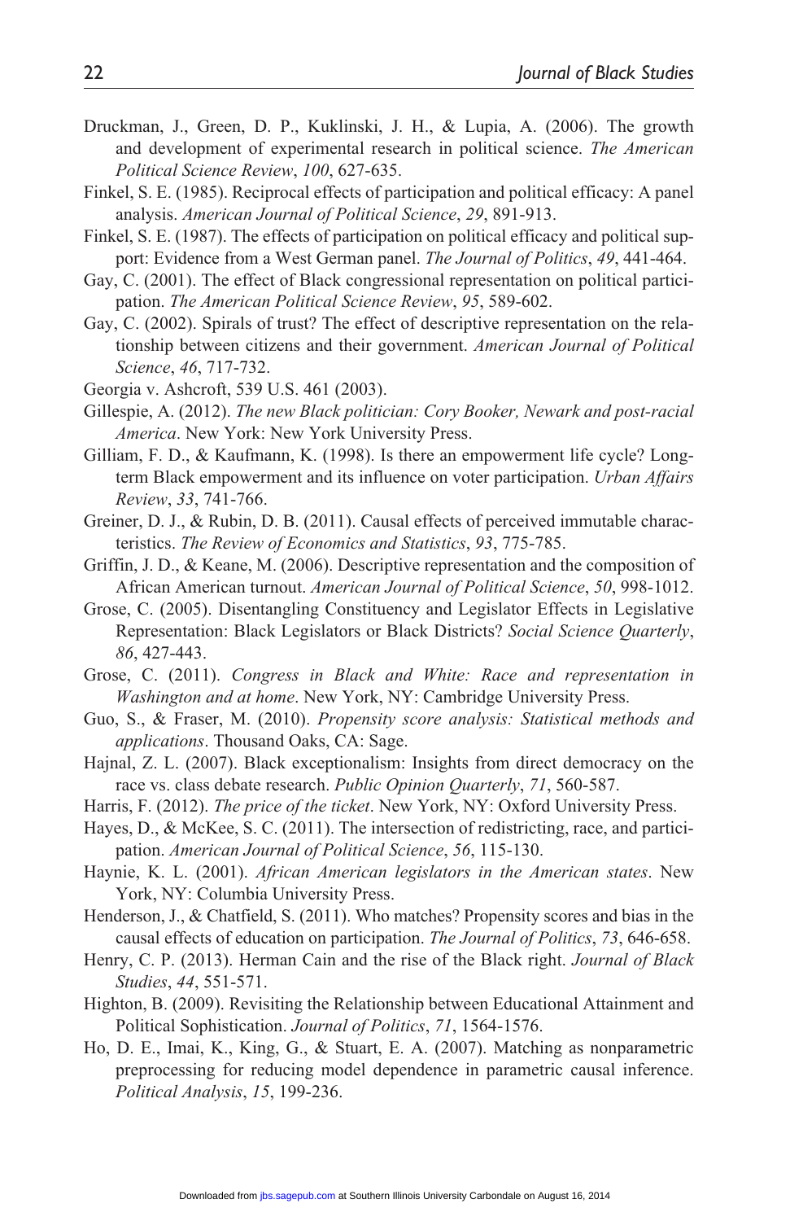Druckman, J., Green, D. P., Kuklinski, J. H., & Lupia, A. (2006). The growth and development of experimental research in political science. *The American Political Science Review*, *100*, 627-635.

Finkel, S. E. (1985). Reciprocal effects of participation and political efficacy: A panel analysis. *American Journal of Political Science*, *29*, 891-913.

Finkel, S. E. (1987). The effects of participation on political efficacy and political support: Evidence from a West German panel. *The Journal of Politics*, *49*, 441-464.

Gay, C. (2001). The effect of Black congressional representation on political participation. *The American Political Science Review*, *95*, 589-602.

Gay, C. (2002). Spirals of trust? The effect of descriptive representation on the relationship between citizens and their government. *American Journal of Political Science*, *46*, 717-732.

Georgia v. Ashcroft, 539 U.S. 461 (2003).

Gillespie, A. (2012). *The new Black politician: Cory Booker, Newark and post-racial America*. New York: New York University Press.

Gilliam, F. D., & Kaufmann, K. (1998). Is there an empowerment life cycle? Long-term Black empowerment and its influence on voter participation. *Urban Affairs Review*, *33*, 741-766.

Greiner, D. J., & Rubin, D. B. (2011). Causal effects of perceived immutable characteristics. *The Review of Economics and Statistics*, *93*, 775-785.

Griffin, J. D., & Keane, M. (2006). Descriptive representation and the composition of African American turnout. *American Journal of Political Science*, *50*, 998-1012.

Grose, C. (2005). Disentangling Constituency and Legislator Effects in Legislative Representation: Black Legislators or Black Districts? *Social Science Quarterly*, *86*, 427-443.

Grose, C. (2011). *Congress in Black and White: Race and representation in Washington and at home*. New York, NY: Cambridge University Press.

Guo, S., & Fraser, M. (2010). *Propensity score analysis: Statistical methods and applications*. Thousand Oaks, CA: Sage.

Hajnal, Z. L. (2007). Black exceptionalism: Insights from direct democracy on the race vs. class debate research. *Public Opinion Quarterly*, *71*, 560-587.

Harris, F. (2012). *The price of the ticket*. New York, NY: Oxford University Press.

Hayes, D., & McKee, S. C. (2011). The intersection of redistricting, race, and participation. *American Journal of Political Science*, *56*, 115-130.

Haynie, K. L. (2001). *African American legislators in the American states*. New York, NY: Columbia University Press.

Henderson, J., & Chatfield, S. (2011). Who matches? Propensity scores and bias in the causal effects of education on participation. *The Journal of Politics*, *73*, 646-658.

Henry, C. P. (2013). Herman Cain and the rise of the Black right. *Journal of Black Studies*, *44*, 551-571.

Highton, B. (2009). Revisiting the Relationship between Educational Attainment and Political Sophistication. *Journal of Politics*, *71*, 1564-1576.

Ho, D. E., Imai, K., King, G., & Stuart, E. A. (2007). Matching as nonparametric preprocessing for reducing model dependence in parametric causal inference. *Political Analysis*, *15*, 199-236.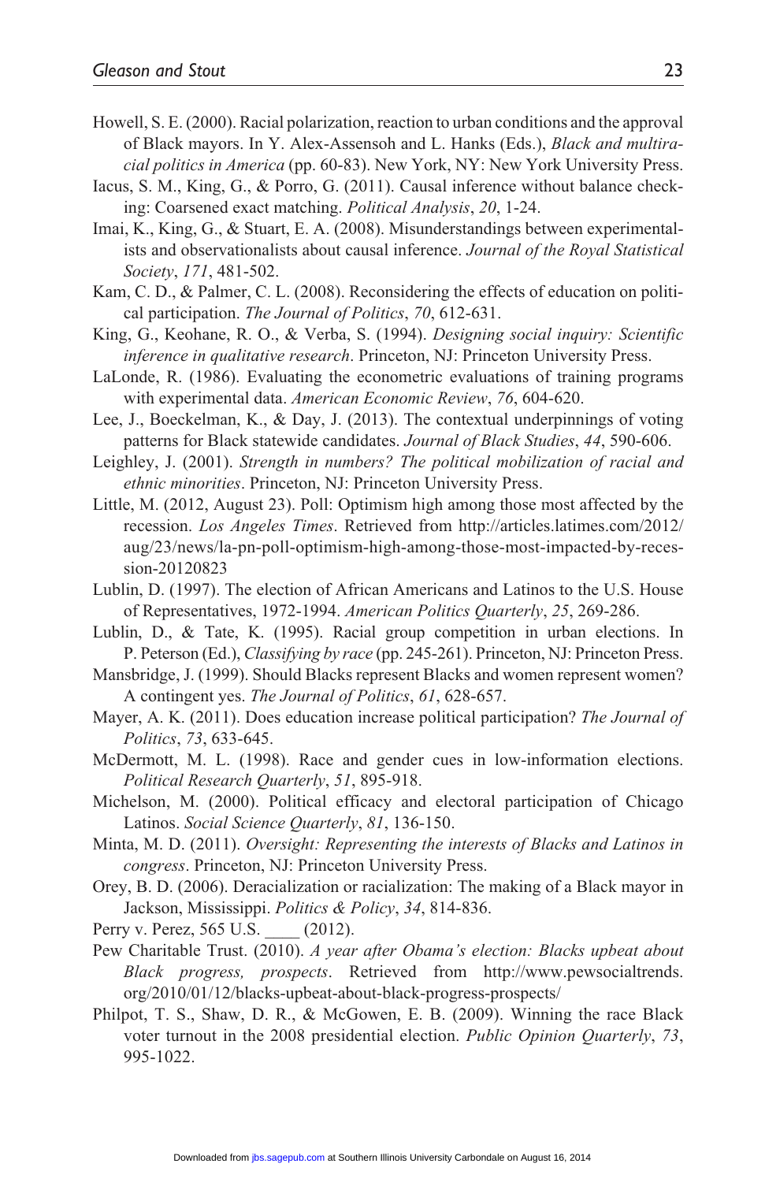Howell, S. E. (2000). Racial polarization, reaction to urban conditions and the approval of Black mayors. In Y. Alex-Assensoh and L. Hanks (Eds.), *Black and multiracial politics in America* (pp. 60-83). New York, NY: New York University Press.

Iacus, S. M., King, G., & Porro, G. (2011). Causal inference without balance checking: Coarsened exact matching. *Political Analysis*, *20*, 1-24.

Imai, K., King, G., & Stuart, E. A. (2008). Misunderstandings between experimentalists and observationalists about causal inference. *Journal of the Royal Statistical Society*, *171*, 481-502.

Kam, C. D., & Palmer, C. L. (2008). Reconsidering the effects of education on political participation. *The Journal of Politics*, *70*, 612-631.

King, G., Keohane, R. O., & Verba, S. (1994). *Designing social inquiry: Scientific inference in qualitative research*. Princeton, NJ: Princeton University Press.

LaLonde, R. (1986). Evaluating the econometric evaluations of training programs with experimental data. *American Economic Review*, *76*, 604-620.

Lee, J., Boeckelman, K., & Day, J. (2013). The contextual underpinnings of voting patterns for Black statewide candidates. *Journal of Black Studies*, *44*, 590-606.

Leighley, J. (2001). *Strength in numbers? The political mobilization of racial and ethnic minorities*. Princeton, NJ: Princeton University Press.

Little, M. (2012, August 23). Poll: Optimism high among those most affected by the recession. *Los Angeles Times*. Retrieved from http://articles.latimes.com/2012/aug/23/news/la-pn-poll-optimism-high-among-those-most-impacted-by-recession-20120823

Lublin, D. (1997). The election of African Americans and Latinos to the U.S. House of Representatives, 1972-1994. *American Politics Quarterly*, *25*, 269-286.

Lublin, D., & Tate, K. (1995). Racial group competition in urban elections. In P. Peterson (Ed.), *Classifying by race* (pp. 245-261). Princeton, NJ: Princeton Press.

Mansbridge, J. (1999). Should Blacks represent Blacks and women represent women? A contingent yes. *The Journal of Politics*, *61*, 628-657.

Mayer, A. K. (2011). Does education increase political participation? *The Journal of Politics*, *73*, 633-645.

McDermott, M. L. (1998). Race and gender cues in low-information elections. *Political Research Quarterly*, *51*, 895-918.

Michelson, M. (2000). Political efficacy and electoral participation of Chicago Latinos. *Social Science Quarterly*, *81*, 136-150.

Minta, M. D. (2011). *Oversight: Representing the interests of Blacks and Latinos in congress*. Princeton, NJ: Princeton University Press.

Orey, B. D. (2006). Deracialization or racialization: The making of a Black mayor in Jackson, Mississippi. *Politics & Policy*, *34*, 814-836.

Perry v. Perez, 565 U.S. ____ (2012).

Pew Charitable Trust. (2010). *A year after Obama's election: Blacks upbeat about Black progress, prospects*. Retrieved from http://www.pewsocialtrends.org/2010/01/12/blacks-upbeat-about-black-progress-prospects/

Philpot, T. S., Shaw, D. R., & McGowen, E. B. (2009). Winning the race Black voter turnout in the 2008 presidential election. *Public Opinion Quarterly*, *73*, 995-1022.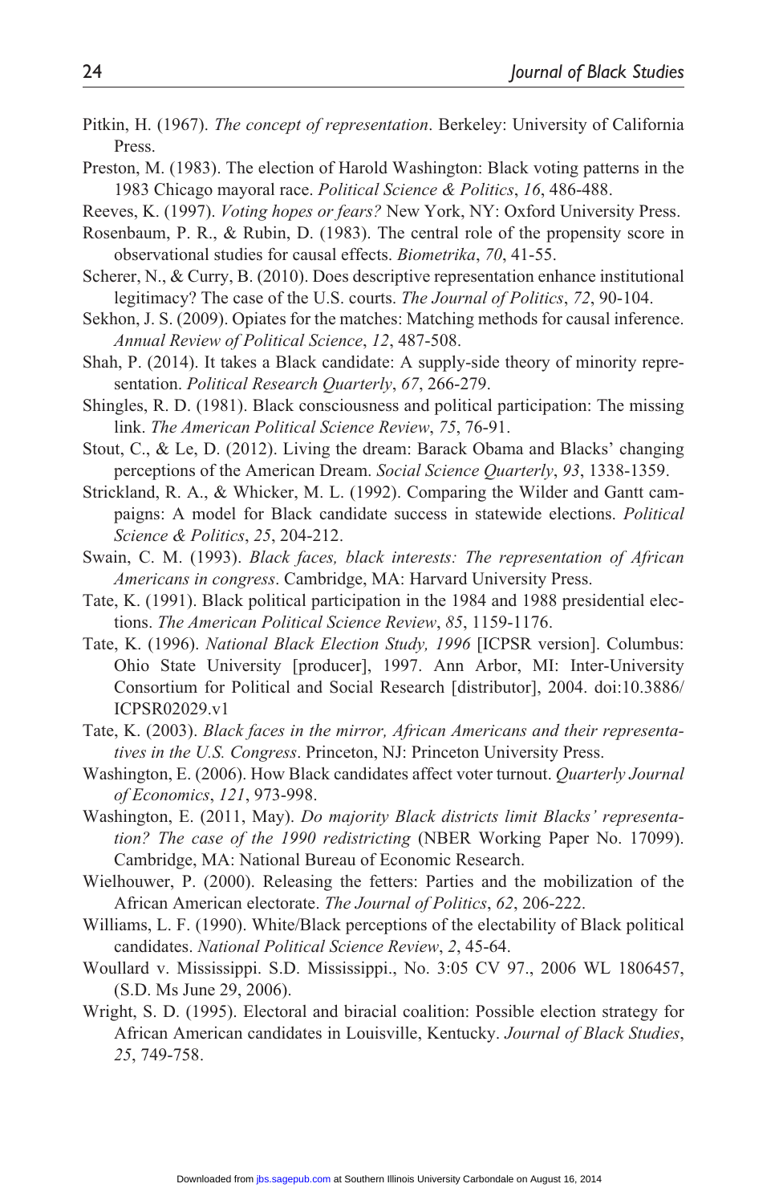Pitkin, H. (1967). *The concept of representation*. Berkeley: University of California Press.

Preston, M. (1983). The election of Harold Washington: Black voting patterns in the 1983 Chicago mayoral race. *Political Science & Politics*, *16*, 486-488.

Reeves, K. (1997). *Voting hopes or fears?* New York, NY: Oxford University Press.

Rosenbaum, P. R., & Rubin, D. (1983). The central role of the propensity score in observational studies for causal effects. *Biometrika*, *70*, 41-55.

Scherer, N., & Curry, B. (2010). Does descriptive representation enhance institutional legitimacy? The case of the U.S. courts. *The Journal of Politics*, *72*, 90-104.

Sekhon, J. S. (2009). Opiates for the matches: Matching methods for causal inference. *Annual Review of Political Science*, *12*, 487-508.

Shah, P. (2014). It takes a Black candidate: A supply-side theory of minority representation. *Political Research Quarterly*, *67*, 266-279.

Shingles, R. D. (1981). Black consciousness and political participation: The missing link. *The American Political Science Review*, *75*, 76-91.

Stout, C., & Le, D. (2012). Living the dream: Barack Obama and Blacks' changing perceptions of the American Dream. *Social Science Quarterly*, *93*, 1338-1359.

Strickland, R. A., & Whicker, M. L. (1992). Comparing the Wilder and Gantt campaigns: A model for Black candidate success in statewide elections. *Political Science & Politics*, *25*, 204-212.

Swain, C. M. (1993). *Black faces, black interests: The representation of African Americans in congress*. Cambridge, MA: Harvard University Press.

Tate, K. (1991). Black political participation in the 1984 and 1988 presidential elections. *The American Political Science Review*, *85*, 1159-1176.

Tate, K. (1996). *National Black Election Study, 1996* [ICPSR version]. Columbus: Ohio State University [producer], 1997. Ann Arbor, MI: Inter-University Consortium for Political and Social Research [distributor], 2004. doi:10.3886/ICPSR02029.v1

Tate, K. (2003). *Black faces in the mirror, African Americans and their representatives in the U.S. Congress*. Princeton, NJ: Princeton University Press.

Washington, E. (2006). How Black candidates affect voter turnout. *Quarterly Journal of Economics*, *121*, 973-998.

Washington, E. (2011, May). *Do majority Black districts limit Blacks' representation? The case of the 1990 redistricting* (NBER Working Paper No. 17099). Cambridge, MA: National Bureau of Economic Research.

Wielhouwer, P. (2000). Releasing the fetters: Parties and the mobilization of the African American electorate. *The Journal of Politics*, *62*, 206-222.

Williams, L. F. (1990). White/Black perceptions of the electability of Black political candidates. *National Political Science Review*, *2*, 45-64.

Woullard v. Mississippi. S.D. Mississippi., No. 3:05 CV 97., 2006 WL 1806457, (S.D. Ms June 29, 2006).

Wright, S. D. (1995). Electoral and biracial coalition: Possible election strategy for African American candidates in Louisville, Kentucky. *Journal of Black Studies*, *25*, 749-758.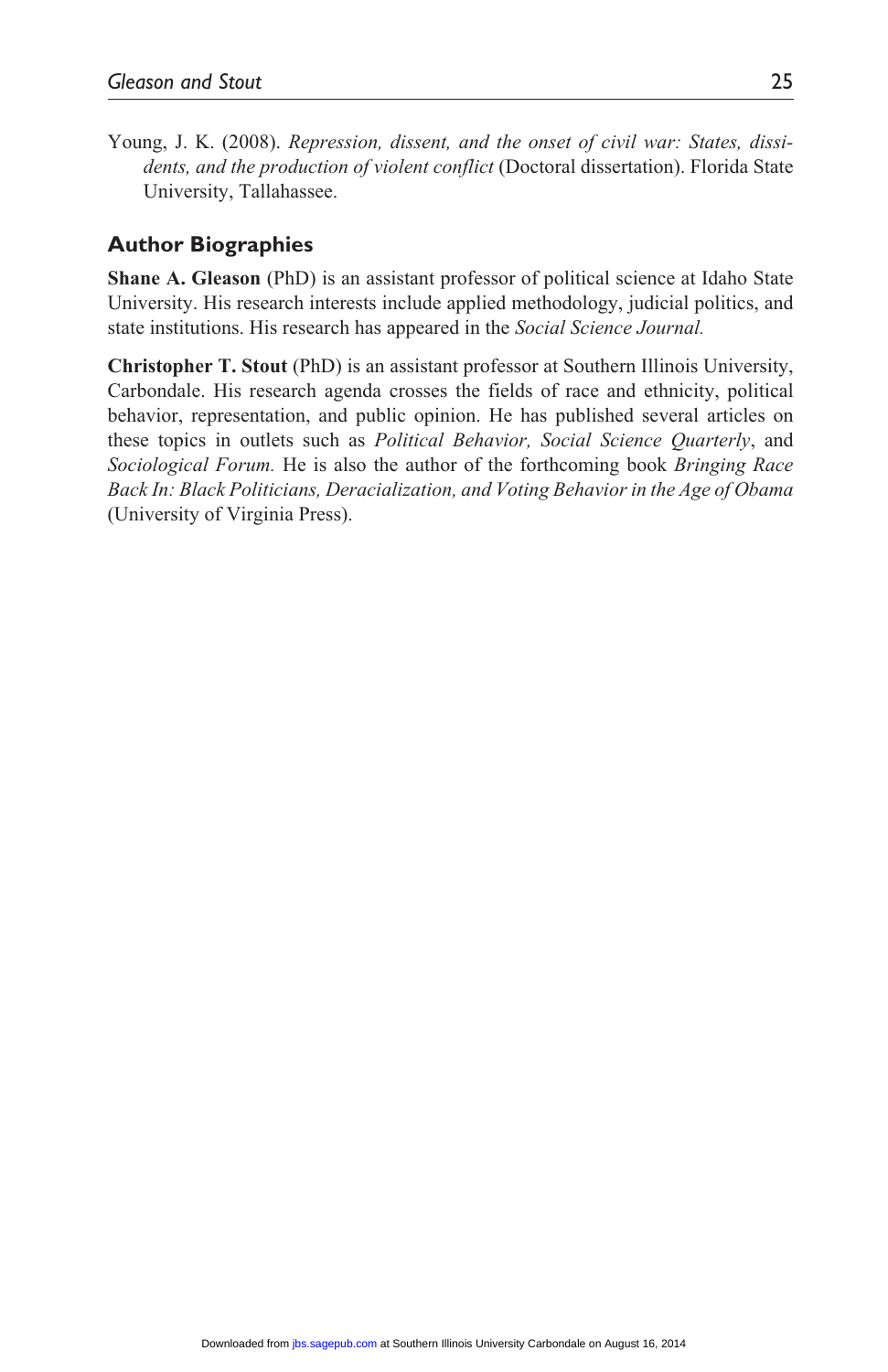Young, J. K. (2008). *Repression, dissent, and the onset of civil war: States, dissidents, and the production of violent conflict* (Doctoral dissertation). Florida State University, Tallahassee.

## Author Biographies

**Shane A. Gleason** (PhD) is an assistant professor of political science at Idaho State University. His research interests include applied methodology, judicial politics, and state institutions. His research has appeared in the *Social Science Journal.*

**Christopher T. Stout** (PhD) is an assistant professor at Southern Illinois University, Carbondale. His research agenda crosses the fields of race and ethnicity, political behavior, representation, and public opinion. He has published several articles on these topics in outlets such as *Political Behavior, Social Science Quarterly*, and *Sociological Forum.* He is also the author of the forthcoming book *Bringing Race Back In: Black Politicians, Deracialization, and Voting Behavior in the Age of Obama* (University of Virginia Press).